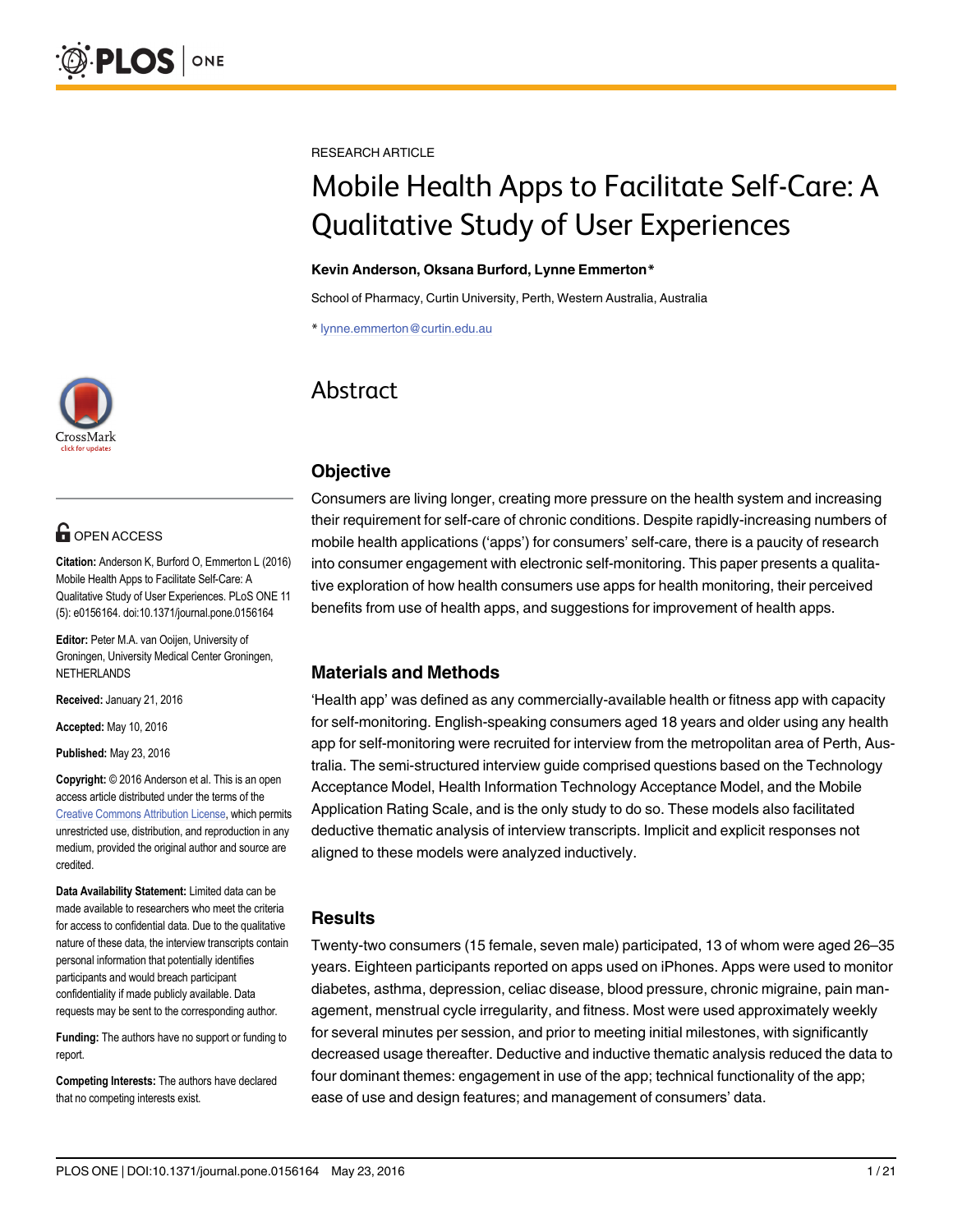RESEARCH ARTICLE

# Mobile Health Apps to Facilitate Self-Care: A Qualitative Study of User Experiences

**Kevin Anderson, Oksana Burford, Lynne Emmerton***

School of Pharmacy, Curtin University, Perth, Western Australia, Australia

* lynne.emmerton@curtin.edu.au

OPEN ACCESS

**Citation:** Anderson K, Burford O, Emmerton L (2016) Mobile Health Apps to Facilitate Self-Care: A Qualitative Study of User Experiences. PLoS ONE 11 (5): e0156164. doi:10.1371/journal.pone.0156164

**Editor:** Peter M.A. van Ooijen, University of Groningen, University Medical Center Groningen, NETHERLANDS

**Received:** January 21, 2016

**Accepted:** May 10, 2016

**Published:** May 23, 2016

**Copyright:** © 2016 Anderson et al. This is an open access article distributed under the terms of the Creative Commons Attribution License, which permits unrestricted use, distribution, and reproduction in any medium, provided the original author and source are credited.

**Data Availability Statement:** Limited data can be made available to researchers who meet the criteria for access to confidential data. Due to the qualitative nature of these data, the interview transcripts contain personal information that potentially identifies participants and would breach participant confidentiality if made publicly available. Data requests may be sent to the corresponding author.

**Funding:** The authors have no support or funding to report.

**Competing Interests:** The authors have declared that no competing interests exist.

## Abstract

### Objective

Consumers are living longer, creating more pressure on the health system and increasing their requirement for self-care of chronic conditions. Despite rapidly-increasing numbers of mobile health applications ('apps') for consumers' self-care, there is a paucity of research into consumer engagement with electronic self-monitoring. This paper presents a qualitative exploration of how health consumers use apps for health monitoring, their perceived benefits from use of health apps, and suggestions for improvement of health apps.

### Materials and Methods

'Health app' was defined as any commercially-available health or fitness app with capacity for self-monitoring. English-speaking consumers aged 18 years and older using any health app for self-monitoring were recruited for interview from the metropolitan area of Perth, Australia. The semi-structured interview guide comprised questions based on the Technology Acceptance Model, Health Information Technology Acceptance Model, and the Mobile Application Rating Scale, and is the only study to do so. These models also facilitated deductive thematic analysis of interview transcripts. Implicit and explicit responses not aligned to these models were analyzed inductively.

### Results

Twenty-two consumers (15 female, seven male) participated, 13 of whom were aged 26–35 years. Eighteen participants reported on apps used on iPhones. Apps were used to monitor diabetes, asthma, depression, celiac disease, blood pressure, chronic migraine, pain management, menstrual cycle irregularity, and fitness. Most were used approximately weekly for several minutes per session, and prior to meeting initial milestones, with significantly decreased usage thereafter. Deductive and inductive thematic analysis reduced the data to four dominant themes: engagement in use of the app; technical functionality of the app; ease of use and design features; and management of consumers' data.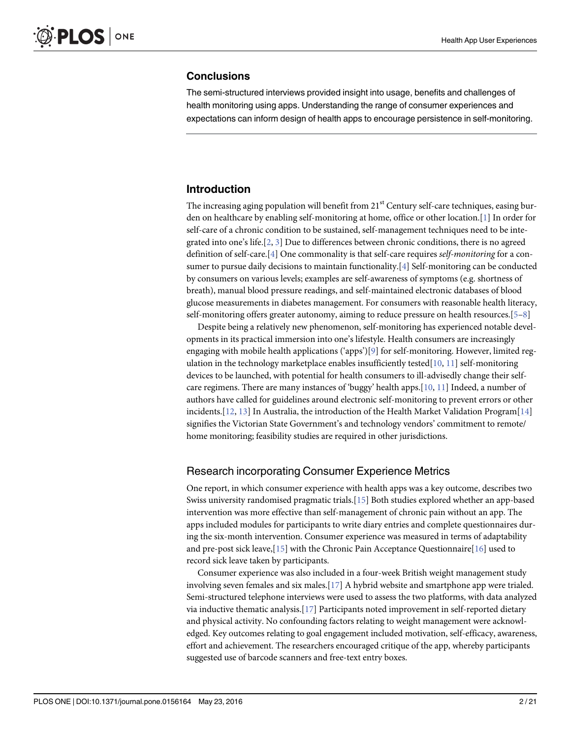## Conclusions

The semi-structured interviews provided insight into usage, benefits and challenges of health monitoring using apps. Understanding the range of consumer experiences and expectations can inform design of health apps to encourage persistence in self-monitoring.

## Introduction

The increasing aging population will benefit from 21st Century self-care techniques, easing burden on healthcare by enabling self-monitoring at home, office or other location.[1] In order for self-care of a chronic condition to be sustained, self-management techniques need to be integrated into one's life.[2, 3] Due to differences between chronic conditions, there is no agreed definition of self-care.[4] One commonality is that self-care requires *self-monitoring* for a consumer to pursue daily decisions to maintain functionality.[4] Self-monitoring can be conducted by consumers on various levels; examples are self-awareness of symptoms (e.g. shortness of breath), manual blood pressure readings, and self-maintained electronic databases of blood glucose measurements in diabetes management. For consumers with reasonable health literacy, self-monitoring offers greater autonomy, aiming to reduce pressure on health resources.[5–8]

Despite being a relatively new phenomenon, self-monitoring has experienced notable developments in its practical immersion into one's lifestyle. Health consumers are increasingly engaging with mobile health applications ('apps')[9] for self-monitoring. However, limited regulation in the technology marketplace enables insufficiently tested[10, 11] self-monitoring devices to be launched, with potential for health consumers to ill-advisedly change their self-care regimens. There are many instances of 'buggy' health apps.[10, 11] Indeed, a number of authors have called for guidelines around electronic self-monitoring to prevent errors or other incidents.[12, 13] In Australia, the introduction of the Health Market Validation Program[14] signifies the Victorian State Government's and technology vendors' commitment to remote/home monitoring; feasibility studies are required in other jurisdictions.

### Research incorporating Consumer Experience Metrics

One report, in which consumer experience with health apps was a key outcome, describes two Swiss university randomised pragmatic trials.[15] Both studies explored whether an app-based intervention was more effective than self-management of chronic pain without an app. The apps included modules for participants to write diary entries and complete questionnaires during the six-month intervention. Consumer experience was measured in terms of adaptability and pre-post sick leave,[15] with the Chronic Pain Acceptance Questionnaire[16] used to record sick leave taken by participants.

Consumer experience was also included in a four-week British weight management study involving seven females and six males.[17] A hybrid website and smartphone app were trialed. Semi-structured telephone interviews were used to assess the two platforms, with data analyzed via inductive thematic analysis.[17] Participants noted improvement in self-reported dietary and physical activity. No confounding factors relating to weight management were acknowledged. Key outcomes relating to goal engagement included motivation, self-efficacy, awareness, effort and achievement. The researchers encouraged critique of the app, whereby participants suggested use of barcode scanners and free-text entry boxes.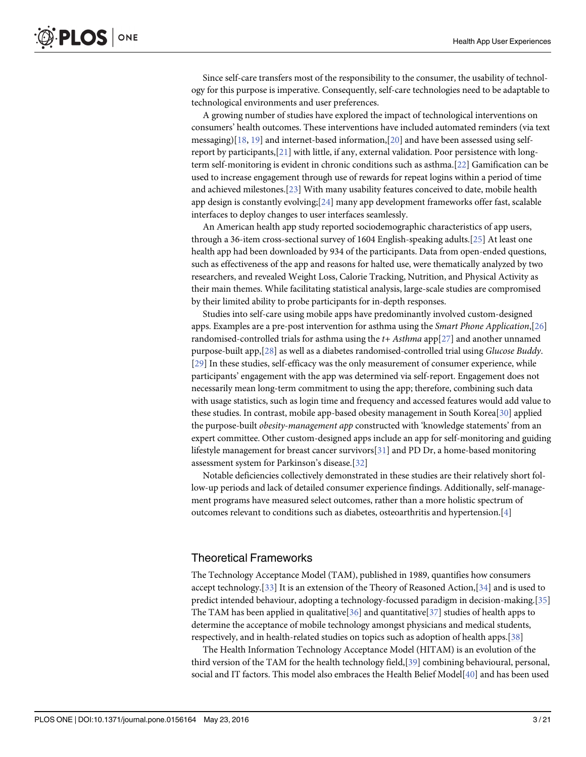Since self-care transfers most of the responsibility to the consumer, the usability of technology for this purpose is imperative. Consequently, self-care technologies need to be adaptable to technological environments and user preferences.

A growing number of studies have explored the impact of technological interventions on consumers' health outcomes. These interventions have included automated reminders (via text messaging)[18, 19] and internet-based information,[20] and have been assessed using self-report by participants,[21] with little, if any, external validation. Poor persistence with long-term self-monitoring is evident in chronic conditions such as asthma.[22] Gamification can be used to increase engagement through use of rewards for repeat logins within a period of time and achieved milestones.[23] With many usability features conceived to date, mobile health app design is constantly evolving;[24] many app development frameworks offer fast, scalable interfaces to deploy changes to user interfaces seamlessly.

An American health app study reported sociodemographic characteristics of app users, through a 36-item cross-sectional survey of 1604 English-speaking adults.[25] At least one health app had been downloaded by 934 of the participants. Data from open-ended questions, such as effectiveness of the app and reasons for halted use, were thematically analyzed by two researchers, and revealed Weight Loss, Calorie Tracking, Nutrition, and Physical Activity as their main themes. While facilitating statistical analysis, large-scale studies are compromised by their limited ability to probe participants for in-depth responses.

Studies into self-care using mobile apps have predominantly involved custom-designed apps. Examples are a pre-post intervention for asthma using the *Smart Phone Application*,[26] randomised-controlled trials for asthma using the *t+ Asthma* app[27] and another unnamed purpose-built app,[28] as well as a diabetes randomised-controlled trial using *Glucose Buddy*.[29] In these studies, self-efficacy was the only measurement of consumer experience, while participants' engagement with the app was determined via self-report. Engagement does not necessarily mean long-term commitment to using the app; therefore, combining such data with usage statistics, such as login time and frequency and accessed features would add value to these studies. In contrast, mobile app-based obesity management in South Korea[30] applied the purpose-built *obesity-management app* constructed with 'knowledge statements' from an expert committee. Other custom-designed apps include an app for self-monitoring and guiding lifestyle management for breast cancer survivors[31] and PD Dr, a home-based monitoring assessment system for Parkinson's disease.[32]

Notable deficiencies collectively demonstrated in these studies are their relatively short follow-up periods and lack of detailed consumer experience findings. Additionally, self-management programs have measured select outcomes, rather than a more holistic spectrum of outcomes relevant to conditions such as diabetes, osteoarthritis and hypertension.[4]

## Theoretical Frameworks

The Technology Acceptance Model (TAM), published in 1989, quantifies how consumers accept technology.[33] It is an extension of the Theory of Reasoned Action,[34] and is used to predict intended behaviour, adopting a technology-focussed paradigm in decision-making.[35] The TAM has been applied in qualitative[36] and quantitative[37] studies of health apps to determine the acceptance of mobile technology amongst physicians and medical students, respectively, and in health-related studies on topics such as adoption of health apps.[38]

The Health Information Technology Acceptance Model (HITAM) is an evolution of the third version of the TAM for the health technology field,[39] combining behavioural, personal, social and IT factors. This model also embraces the Health Belief Model[40] and has been used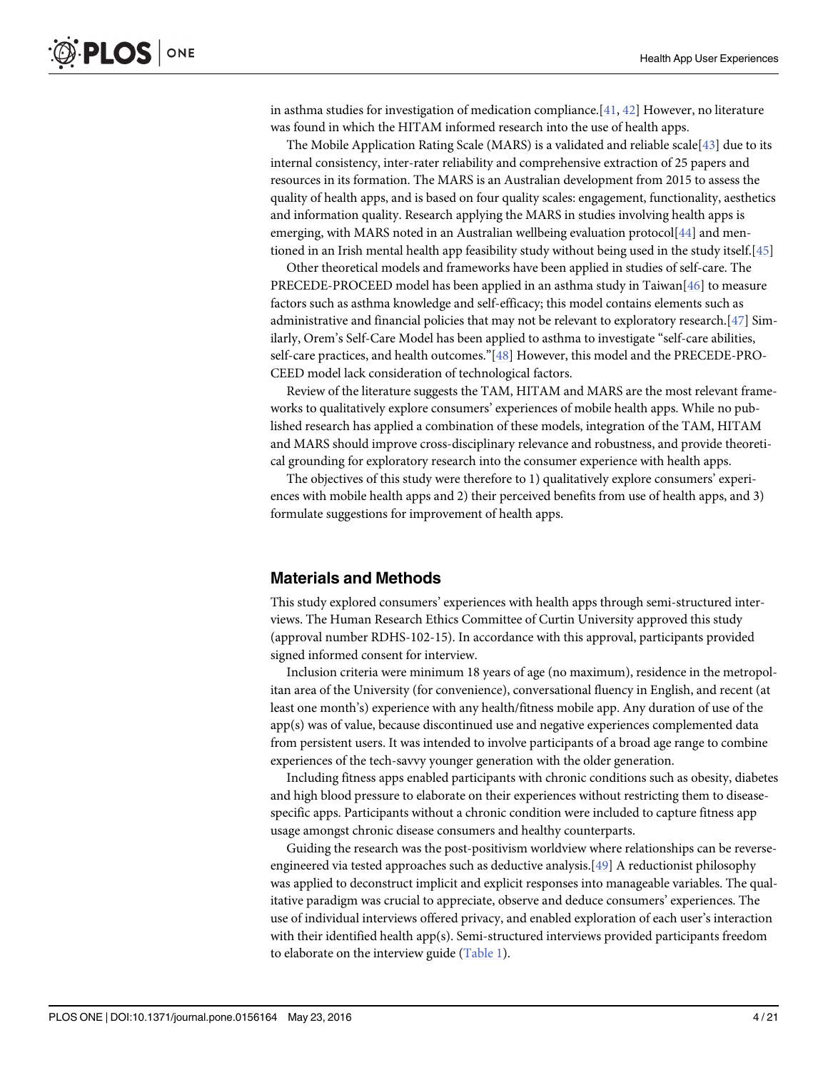in asthma studies for investigation of medication compliance.[41, 42] However, no literature was found in which the HITAM informed research into the use of health apps.

The Mobile Application Rating Scale (MARS) is a validated and reliable scale[43] due to its internal consistency, inter-rater reliability and comprehensive extraction of 25 papers and resources in its formation. The MARS is an Australian development from 2015 to assess the quality of health apps, and is based on four quality scales: engagement, functionality, aesthetics and information quality. Research applying the MARS in studies involving health apps is emerging, with MARS noted in an Australian wellbeing evaluation protocol[44] and mentioned in an Irish mental health app feasibility study without being used in the study itself.[45]

Other theoretical models and frameworks have been applied in studies of self-care. The PRECEDE-PROCEED model has been applied in an asthma study in Taiwan[46] to measure factors such as asthma knowledge and self-efficacy; this model contains elements such as administrative and financial policies that may not be relevant to exploratory research.[47] Similarly, Orem's Self-Care Model has been applied to asthma to investigate "self-care abilities, self-care practices, and health outcomes."[48] However, this model and the PRECEDE-PROCEED model lack consideration of technological factors.

Review of the literature suggests the TAM, HITAM and MARS are the most relevant frameworks to qualitatively explore consumers' experiences of mobile health apps. While no published research has applied a combination of these models, integration of the TAM, HITAM and MARS should improve cross-disciplinary relevance and robustness, and provide theoretical grounding for exploratory research into the consumer experience with health apps.

The objectives of this study were therefore to 1) qualitatively explore consumers' experiences with mobile health apps and 2) their perceived benefits from use of health apps, and 3) formulate suggestions for improvement of health apps.

## Materials and Methods

This study explored consumers' experiences with health apps through semi-structured interviews. The Human Research Ethics Committee of Curtin University approved this study (approval number RDHS-102-15). In accordance with this approval, participants provided signed informed consent for interview.

Inclusion criteria were minimum 18 years of age (no maximum), residence in the metropolitan area of the University (for convenience), conversational fluency in English, and recent (at least one month's) experience with any health/fitness mobile app. Any duration of use of the app(s) was of value, because discontinued use and negative experiences complemented data from persistent users. It was intended to involve participants of a broad age range to combine experiences of the tech-savvy younger generation with the older generation.

Including fitness apps enabled participants with chronic conditions such as obesity, diabetes and high blood pressure to elaborate on their experiences without restricting them to disease-specific apps. Participants without a chronic condition were included to capture fitness app usage amongst chronic disease consumers and healthy counterparts.

Guiding the research was the post-positivism worldview where relationships can be reverse-engineered via tested approaches such as deductive analysis.[49] A reductionist philosophy was applied to deconstruct implicit and explicit responses into manageable variables. The qualitative paradigm was crucial to appreciate, observe and deduce consumers' experiences. The use of individual interviews offered privacy, and enabled exploration of each user's interaction with their identified health app(s). Semi-structured interviews provided participants freedom to elaborate on the interview guide (Table 1).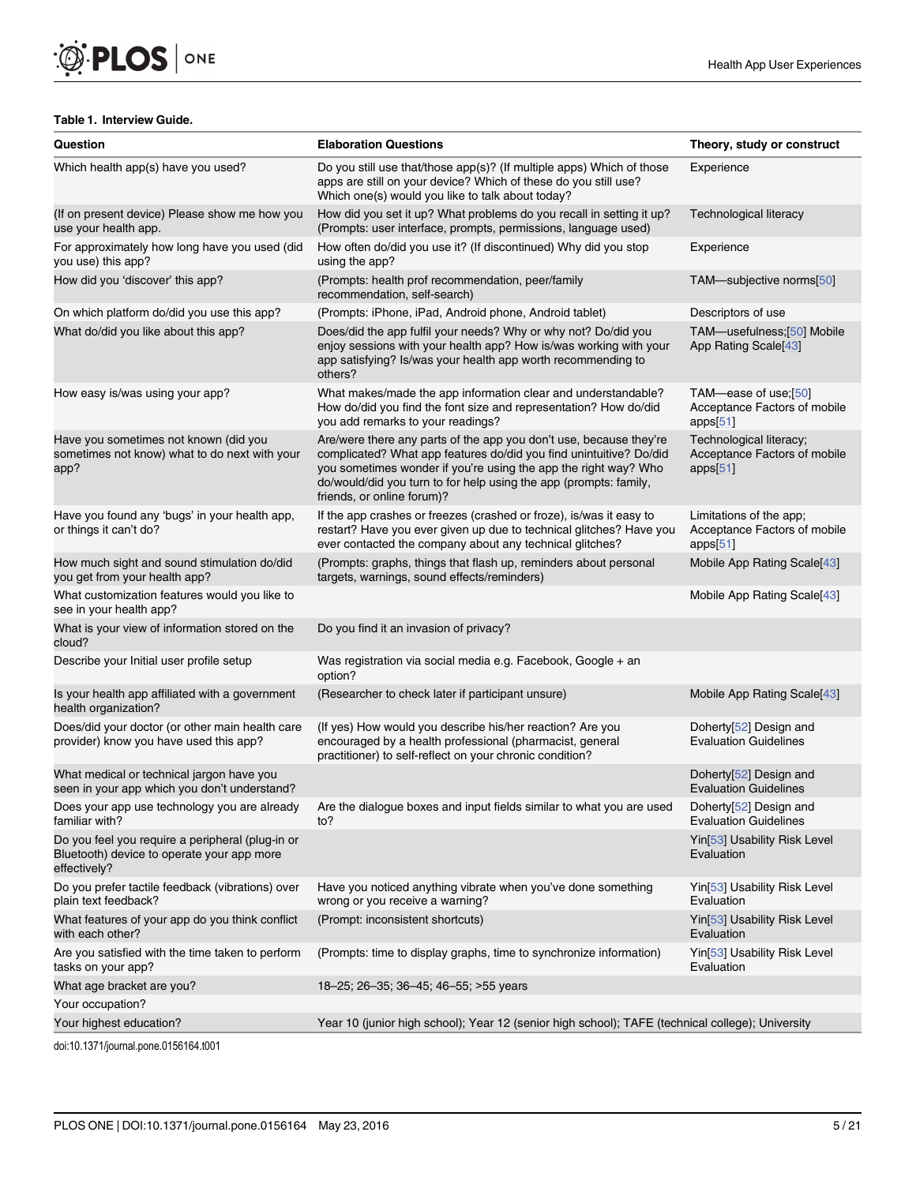**Table 1. Interview Guide.**

| Question | Elaboration Questions | Theory, study or construct |
|---|---|---|
| Which health app(s) have you used? | Do you still use that/those app(s)? (If multiple apps) Which of those apps are still on your device? Which of these do you still use? Which one(s) would you like to talk about today? | Experience |
| (If on present device) Please show me how you use your health app. | How did you set it up? What problems do you recall in setting it up? (Prompts: user interface, prompts, permissions, language used) | Technological literacy |
| For approximately how long have you used (did you use) this app? | How often do/did you use it? (If discontinued) Why did you stop using the app? | Experience |
| How did you 'discover' this app? | (Prompts: health prof recommendation, peer/family recommendation, self-search) | TAM—subjective norms[50] |
| On which platform do/did you use this app? | (Prompts: iPhone, iPad, Android phone, Android tablet) | Descriptors of use |
| What do/did you like about this app? | Does/did the app fulfil your needs? Why or why not? Do/did you enjoy sessions with your health app? How is/was working with your app satisfying? Is/was your health app worth recommending to others? | TAM—usefulness;[50] Mobile App Rating Scale[43] |
| How easy is/was using your app? | What makes/made the app information clear and understandable? How do/did you find the font size and representation? How do/did you add remarks to your readings? | TAM—ease of use;[50] Acceptance Factors of mobile apps[51] |
| Have you sometimes not known (did you sometimes not know) what to do next with your app? | Are/were there any parts of the app you don't use, because they're complicated? What app features do/did you find unintuitive? Do/did you sometimes wonder if you're using the app the right way? Who do/would/did you turn to for help using the app (prompts: family, friends, or online forum)? | Technological literacy; Acceptance Factors of mobile apps[51] |
| Have you found any 'bugs' in your health app, or things it can't do? | If the app crashes or freezes (crashed or froze), is/was it easy to restart? Have you ever given up due to technical glitches? Have you ever contacted the company about any technical glitches? | Limitations of the app; Acceptance Factors of mobile apps[51] |
| How much sight and sound stimulation do/did you get from your health app? | (Prompts: graphs, things that flash up, reminders about personal targets, warnings, sound effects/reminders) | Mobile App Rating Scale[43] |
| What customization features would you like to see in your health app? | | Mobile App Rating Scale[43] |
| What is your view of information stored on the cloud? | Do you find it an invasion of privacy? | |
| Describe your Initial user profile setup | Was registration via social media e.g. Facebook, Google + an option? | |
| Is your health app affiliated with a government health organization? | (Researcher to check later if participant unsure) | Mobile App Rating Scale[43] |
| Does/did your doctor (or other main health care provider) know you have used this app? | (If yes) How would you describe his/her reaction? Are you encouraged by a health professional (pharmacist, general practitioner) to self-reflect on your chronic condition? | Doherty[52] Design and Evaluation Guidelines |
| What medical or technical jargon have you seen in your app which you don't understand? | | Doherty[52] Design and Evaluation Guidelines |
| Does your app use technology you are already familiar with? | Are the dialogue boxes and input fields similar to what you are used to? | Doherty[52] Design and Evaluation Guidelines |
| Do you feel you require a peripheral (plug-in or Bluetooth) device to operate your app more effectively? | | Yin[53] Usability Risk Level Evaluation |
| Do you prefer tactile feedback (vibrations) over plain text feedback? | Have you noticed anything vibrate when you've done something wrong or you receive a warning? | Yin[53] Usability Risk Level Evaluation |
| What features of your app do you think conflict with each other? | (Prompt: inconsistent shortcuts) | Yin[53] Usability Risk Level Evaluation |
| Are you satisfied with the time taken to perform tasks on your app? | (Prompts: time to display graphs, time to synchronize information) | Yin[53] Usability Risk Level Evaluation |
| What age bracket are you? | 18–25; 26–35; 36–45; 46–55; >55 years | |
| Your occupation? | | |
| Your highest education? | Year 10 (junior high school); Year 12 (senior high school); TAFE (technical college); University | |

doi:10.1371/journal.pone.0156164.t001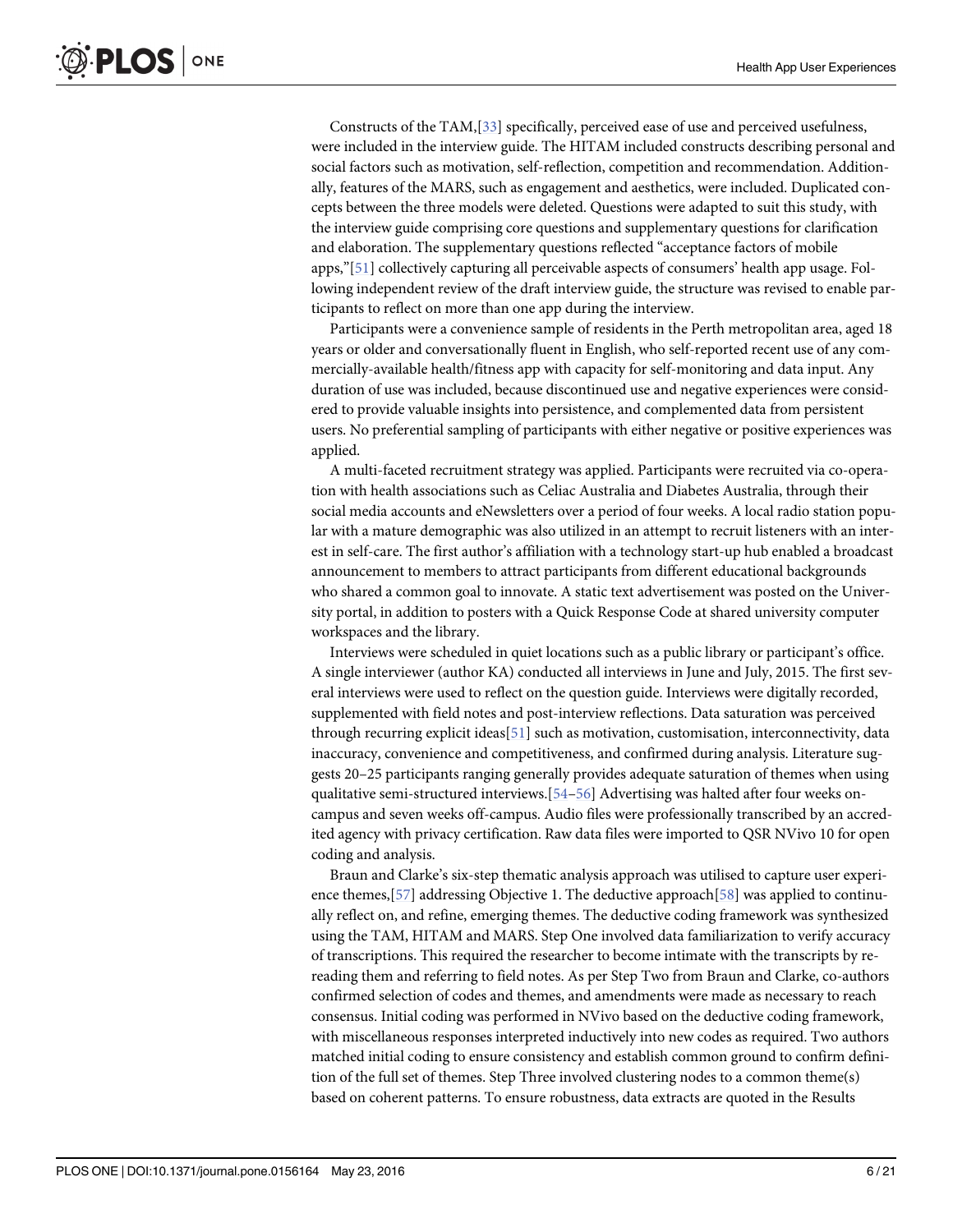Constructs of the TAM,[33] specifically, perceived ease of use and perceived usefulness, were included in the interview guide. The HITAM included constructs describing personal and social factors such as motivation, self-reflection, competition and recommendation. Additionally, features of the MARS, such as engagement and aesthetics, were included. Duplicated concepts between the three models were deleted. Questions were adapted to suit this study, with the interview guide comprising core questions and supplementary questions for clarification and elaboration. The supplementary questions reflected "acceptance factors of mobile apps,"[51] collectively capturing all perceivable aspects of consumers' health app usage. Following independent review of the draft interview guide, the structure was revised to enable participants to reflect on more than one app during the interview.

Participants were a convenience sample of residents in the Perth metropolitan area, aged 18 years or older and conversationally fluent in English, who self-reported recent use of any commercially-available health/fitness app with capacity for self-monitoring and data input. Any duration of use was included, because discontinued use and negative experiences were considered to provide valuable insights into persistence, and complemented data from persistent users. No preferential sampling of participants with either negative or positive experiences was applied.

A multi-faceted recruitment strategy was applied. Participants were recruited via co-operation with health associations such as Celiac Australia and Diabetes Australia, through their social media accounts and eNewsletters over a period of four weeks. A local radio station popular with a mature demographic was also utilized in an attempt to recruit listeners with an interest in self-care. The first author's affiliation with a technology start-up hub enabled a broadcast announcement to members to attract participants from different educational backgrounds who shared a common goal to innovate. A static text advertisement was posted on the University portal, in addition to posters with a Quick Response Code at shared university computer workspaces and the library.

Interviews were scheduled in quiet locations such as a public library or participant's office. A single interviewer (author KA) conducted all interviews in June and July, 2015. The first several interviews were used to reflect on the question guide. Interviews were digitally recorded, supplemented with field notes and post-interview reflections. Data saturation was perceived through recurring explicit ideas[51] such as motivation, customisation, interconnectivity, data inaccuracy, convenience and competitiveness, and confirmed during analysis. Literature suggests 20–25 participants ranging generally provides adequate saturation of themes when using qualitative semi-structured interviews.[54–56] Advertising was halted after four weeks on-campus and seven weeks off-campus. Audio files were professionally transcribed by an accredited agency with privacy certification. Raw data files were imported to QSR NVivo 10 for open coding and analysis.

Braun and Clarke's six-step thematic analysis approach was utilised to capture user experience themes,[57] addressing Objective 1. The deductive approach[58] was applied to continually reflect on, and refine, emerging themes. The deductive coding framework was synthesized using the TAM, HITAM and MARS. Step One involved data familiarization to verify accuracy of transcriptions. This required the researcher to become intimate with the transcripts by re-reading them and referring to field notes. As per Step Two from Braun and Clarke, co-authors confirmed selection of codes and themes, and amendments were made as necessary to reach consensus. Initial coding was performed in NVivo based on the deductive coding framework, with miscellaneous responses interpreted inductively into new codes as required. Two authors matched initial coding to ensure consistency and establish common ground to confirm definition of the full set of themes. Step Three involved clustering nodes to a common theme(s) based on coherent patterns. To ensure robustness, data extracts are quoted in the Results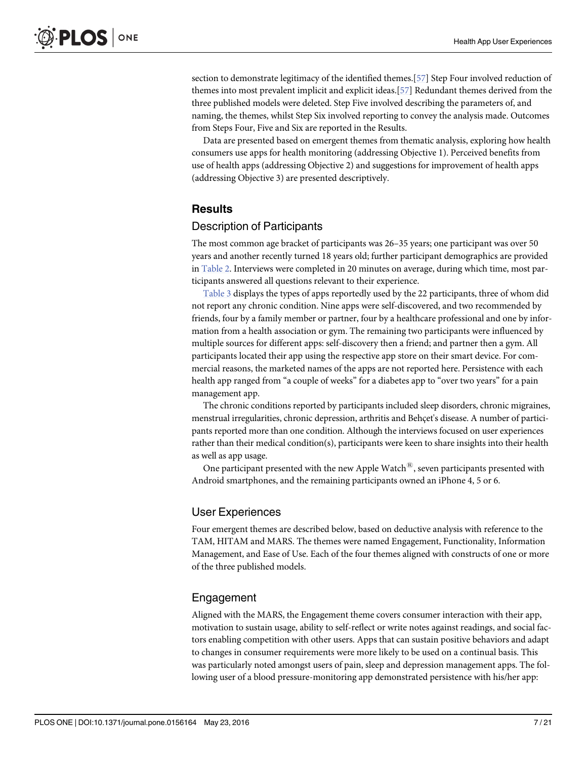section to demonstrate legitimacy of the identified themes.[57] Step Four involved reduction of themes into most prevalent implicit and explicit ideas.[57] Redundant themes derived from the three published models were deleted. Step Five involved describing the parameters of, and naming, the themes, whilst Step Six involved reporting to convey the analysis made. Outcomes from Steps Four, Five and Six are reported in the Results.

Data are presented based on emergent themes from thematic analysis, exploring how health consumers use apps for health monitoring (addressing Objective 1). Perceived benefits from use of health apps (addressing Objective 2) and suggestions for improvement of health apps (addressing Objective 3) are presented descriptively.

## Results

### Description of Participants

The most common age bracket of participants was 26–35 years; one participant was over 50 years and another recently turned 18 years old; further participant demographics are provided in Table 2. Interviews were completed in 20 minutes on average, during which time, most participants answered all questions relevant to their experience.

Table 3 displays the types of apps reportedly used by the 22 participants, three of whom did not report any chronic condition. Nine apps were self-discovered, and two recommended by friends, four by a family member or partner, four by a healthcare professional and one by information from a health association or gym. The remaining two participants were influenced by multiple sources for different apps: self-discovery then a friend; and partner then a gym. All participants located their app using the respective app store on their smart device. For commercial reasons, the marketed names of the apps are not reported here. Persistence with each health app ranged from "a couple of weeks" for a diabetes app to "over two years" for a pain management app.

The chronic conditions reported by participants included sleep disorders, chronic migraines, menstrual irregularities, chronic depression, arthritis and Behçet's disease. A number of participants reported more than one condition. Although the interviews focused on user experiences rather than their medical condition(s), participants were keen to share insights into their health as well as app usage.

One participant presented with the new Apple Watch®, seven participants presented with Android smartphones, and the remaining participants owned an iPhone 4, 5 or 6.

### User Experiences

Four emergent themes are described below, based on deductive analysis with reference to the TAM, HITAM and MARS. The themes were named Engagement, Functionality, Information Management, and Ease of Use. Each of the four themes aligned with constructs of one or more of the three published models.

### Engagement

Aligned with the MARS, the Engagement theme covers consumer interaction with their app, motivation to sustain usage, ability to self-reflect or write notes against readings, and social factors enabling competition with other users. Apps that can sustain positive behaviors and adapt to changes in consumer requirements were more likely to be used on a continual basis. This was particularly noted amongst users of pain, sleep and depression management apps. The following user of a blood pressure-monitoring app demonstrated persistence with his/her app: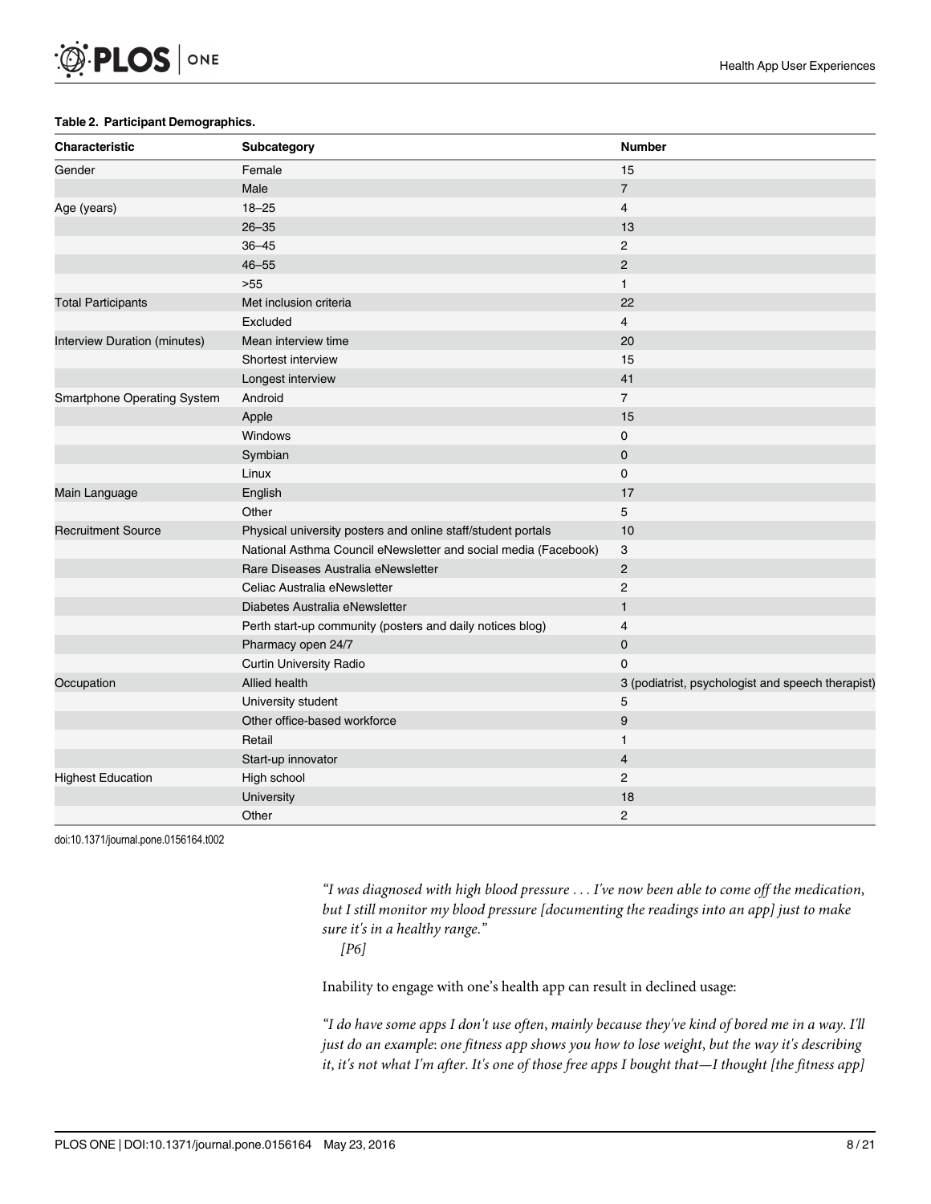**Table 2. Participant Demographics.**

| Characteristic | Subcategory | Number |
|---|---|---|
| Gender | Female | 15 |
| | Male | 7 |
| Age (years) | 18–25 | 4 |
| | 26–35 | 13 |
| | 36–45 | 2 |
| | 46–55 | 2 |
| | >55 | 1 |
| Total Participants | Met inclusion criteria | 22 |
| | Excluded | 4 |
| Interview Duration (minutes) | Mean interview time | 20 |
| | Shortest interview | 15 |
| | Longest interview | 41 |
| Smartphone Operating System | Android | 7 |
| | Apple | 15 |
| | Windows | 0 |
| | Symbian | 0 |
| | Linux | 0 |
| Main Language | English | 17 |
| | Other | 5 |
| Recruitment Source | Physical university posters and online staff/student portals | 10 |
| | National Asthma Council eNewsletter and social media (Facebook) | 3 |
| | Rare Diseases Australia eNewsletter | 2 |
| | Celiac Australia eNewsletter | 2 |
| | Diabetes Australia eNewsletter | 1 |
| | Perth start-up community (posters and daily notices blog) | 4 |
| | Pharmacy open 24/7 | 0 |
| | Curtin University Radio | 0 |
| Occupation | Allied health | 3 (podiatrist, psychologist and speech therapist) |
| | University student | 5 |
| | Other office-based workforce | 9 |
| | Retail | 1 |
| | Start-up innovator | 4 |
| Highest Education | High school | 2 |
| | University | 18 |
| | Other | 2 |

doi:10.1371/journal.pone.0156164.t002

*"I was diagnosed with high blood pressure . . . I've now been able to come off the medication, but I still monitor my blood pressure [documenting the readings into an app] just to make sure it's in a healthy range."*
*[P6]*

Inability to engage with one's health app can result in declined usage:

*"I do have some apps I don't use often, mainly because they've kind of bored me in a way. I'll just do an example: one fitness app shows you how to lose weight, but the way it's describing it, it's not what I'm after. It's one of those free apps I bought that—I thought [the fitness app]*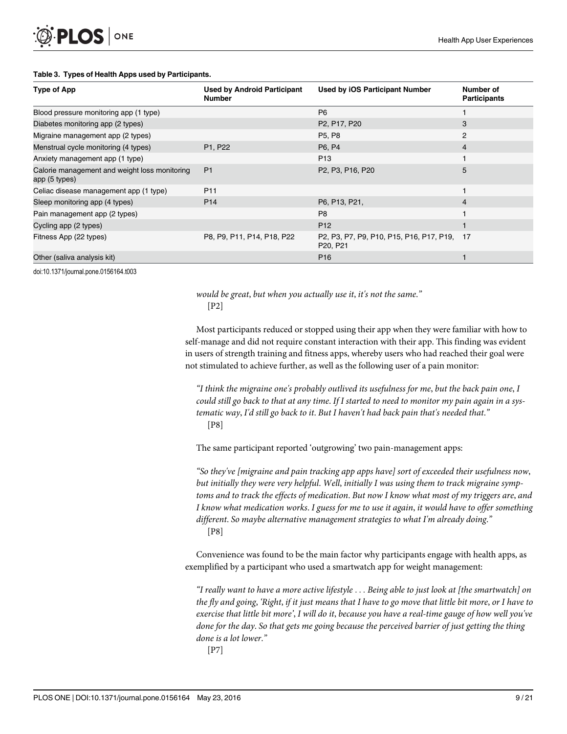**Table 3. Types of Health Apps used by Participants.**

| Type of App | Used by Android Participant Number | Used by iOS Participant Number | Number of Participants |
|---|---|---|---|
| Blood pressure monitoring app (1 type) | | P6 | 1 |
| Diabetes monitoring app (2 types) | | P2, P17, P20 | 3 |
| Migraine management app (2 types) | | P5, P8 | 2 |
| Menstrual cycle monitoring (4 types) | P1, P22 | P6, P4 | 4 |
| Anxiety management app (1 type) | | P13 | 1 |
| Calorie management and weight loss monitoring app (5 types) | P1 | P2, P3, P16, P20 | 5 |
| Celiac disease management app (1 type) | P11 | | 1 |
| Sleep monitoring app (4 types) | P14 | P6, P13, P21, | 4 |
| Pain management app (2 types) | | P8 | 1 |
| Cycling app (2 types) | | P12 | 1 |
| Fitness App (22 types) | P8, P9, P11, P14, P18, P22 | P2, P3, P7, P9, P10, P15, P16, P17, P19, P20, P21 | 17 |
| Other (saliva analysis kit) | | P16 | 1 |

doi:10.1371/journal.pone.0156164.t003

*would be great, but when you actually use it, it's not the same."*
[P2]

Most participants reduced or stopped using their app when they were familiar with how to self-manage and did not require constant interaction with their app. This finding was evident in users of strength training and fitness apps, whereby users who had reached their goal were not stimulated to achieve further, as well as the following user of a pain monitor:

*"I think the migraine one's probably outlived its usefulness for me, but the back pain one, I could still go back to that at any time. If I started to need to monitor my pain again in a systematic way, I'd still go back to it. But I haven't had back pain that's needed that."*
[P8]

The same participant reported 'outgrowing' two pain-management apps:

*"So they've [migraine and pain tracking app apps have] sort of exceeded their usefulness now, but initially they were very helpful. Well, initially I was using them to track migraine symptoms and to track the effects of medication. But now I know what most of my triggers are, and I know what medication works. I guess for me to use it again, it would have to offer something different. So maybe alternative management strategies to what I'm already doing."*
[P8]

Convenience was found to be the main factor why participants engage with health apps, as exemplified by a participant who used a smartwatch app for weight management:

*"I really want to have a more active lifestyle . . . Being able to just look at [the smartwatch] on the fly and going, 'Right, if it just means that I have to go move that little bit more, or I have to exercise that little bit more', I will do it, because you have a real-time gauge of how well you've done for the day. So that gets me going because the perceived barrier of just getting the thing done is a lot lower."*
[P7]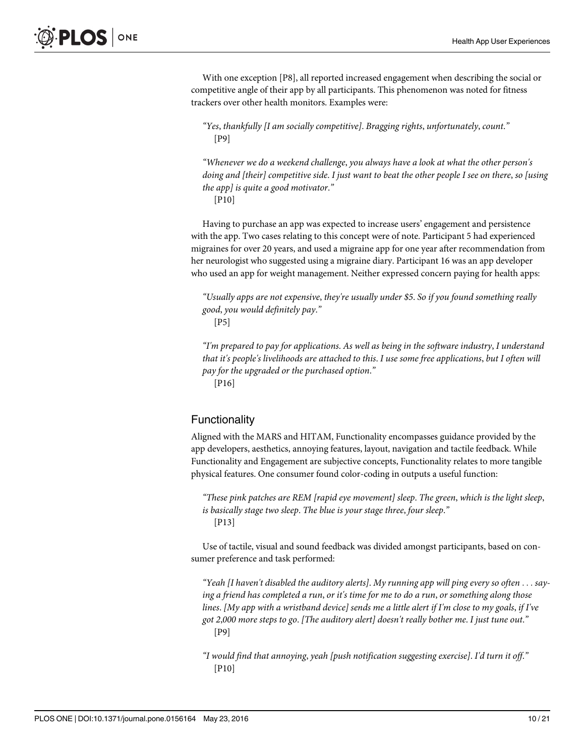With one exception [P8], all reported increased engagement when describing the social or competitive angle of their app by all participants. This phenomenon was noted for fitness trackers over other health monitors. Examples were:

> *"Yes, thankfully [I am socially competitive]. Bragging rights, unfortunately, count."*
> [P9]

> *"Whenever we do a weekend challenge, you always have a look at what the other person's doing and [their] competitive side. I just want to beat the other people I see on there, so [using the app] is quite a good motivator."*
> [P10]

Having to purchase an app was expected to increase users' engagement and persistence with the app. Two cases relating to this concept were of note. Participant 5 had experienced migraines for over 20 years, and used a migraine app for one year after recommendation from her neurologist who suggested using a migraine diary. Participant 16 was an app developer who used an app for weight management. Neither expressed concern paying for health apps:

> *"Usually apps are not expensive, they're usually under $5. So if you found something really good, you would definitely pay."*
> [P5]

> *"I'm prepared to pay for applications. As well as being in the software industry, I understand that it's people's livelihoods are attached to this. I use some free applications, but I often will pay for the upgraded or the purchased option."*
> [P16]

## Functionality

Aligned with the MARS and HITAM, Functionality encompasses guidance provided by the app developers, aesthetics, annoying features, layout, navigation and tactile feedback. While Functionality and Engagement are subjective concepts, Functionality relates to more tangible physical features. One consumer found color-coding in outputs a useful function:

> *"These pink patches are REM [rapid eye movement] sleep. The green, which is the light sleep, is basically stage two sleep. The blue is your stage three, four sleep."*
> [P13]

Use of tactile, visual and sound feedback was divided amongst participants, based on consumer preference and task performed:

> *"Yeah [I haven't disabled the auditory alerts]. My running app will ping every so often . . . saying a friend has completed a run, or it's time for me to do a run, or something along those lines. [My app with a wristband device] sends me a little alert if I'm close to my goals, if I've got 2,000 more steps to go. [The auditory alert] doesn't really bother me. I just tune out."*
> [P9]

> *"I would find that annoying, yeah [push notification suggesting exercise]. I'd turn it off."*
> [P10]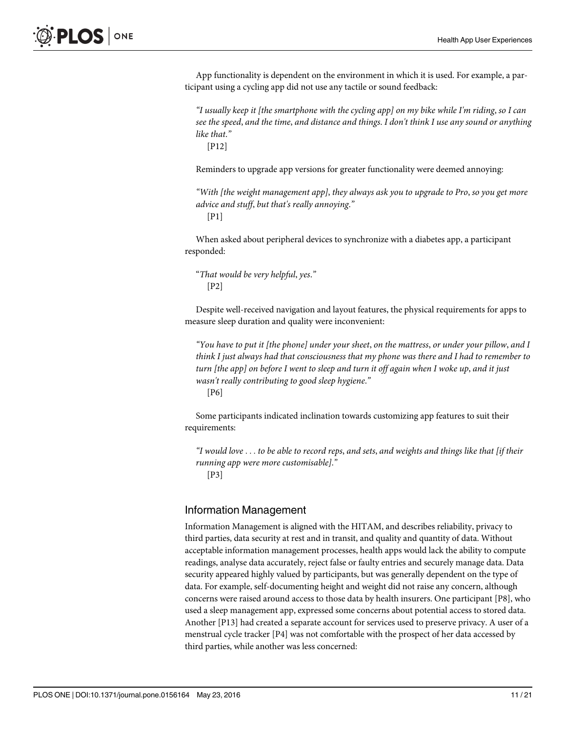App functionality is dependent on the environment in which it is used. For example, a participant using a cycling app did not use any tactile or sound feedback:

> *"I usually keep it [the smartphone with the cycling app] on my bike while I'm riding, so I can see the speed, and the time, and distance and things. I don't think I use any sound or anything like that."*
>
> [P12]

Reminders to upgrade app versions for greater functionality were deemed annoying:

> *"With [the weight management app], they always ask you to upgrade to Pro, so you get more advice and stuff, but that's really annoying."*
>
> [P1]

When asked about peripheral devices to synchronize with a diabetes app, a participant responded:

> "*That would be very helpful, yes.*"
>
> [P2]

Despite well-received navigation and layout features, the physical requirements for apps to measure sleep duration and quality were inconvenient:

> *"You have to put it [the phone] under your sheet, on the mattress, or under your pillow, and I think I just always had that consciousness that my phone was there and I had to remember to turn [the app] on before I went to sleep and turn it off again when I woke up, and it just wasn't really contributing to good sleep hygiene."*
>
> [P6]

Some participants indicated inclination towards customizing app features to suit their requirements:

> *"I would love . . . to be able to record reps, and sets, and weights and things like that [if their running app were more customisable]."*
>
> [P3]

## Information Management

Information Management is aligned with the HITAM, and describes reliability, privacy to third parties, data security at rest and in transit, and quality and quantity of data. Without acceptable information management processes, health apps would lack the ability to compute readings, analyse data accurately, reject false or faulty entries and securely manage data. Data security appeared highly valued by participants, but was generally dependent on the type of data. For example, self-documenting height and weight did not raise any concern, although concerns were raised around access to those data by health insurers. One participant [P8], who used a sleep management app, expressed some concerns about potential access to stored data. Another [P13] had created a separate account for services used to preserve privacy. A user of a menstrual cycle tracker [P4] was not comfortable with the prospect of her data accessed by third parties, while another was less concerned: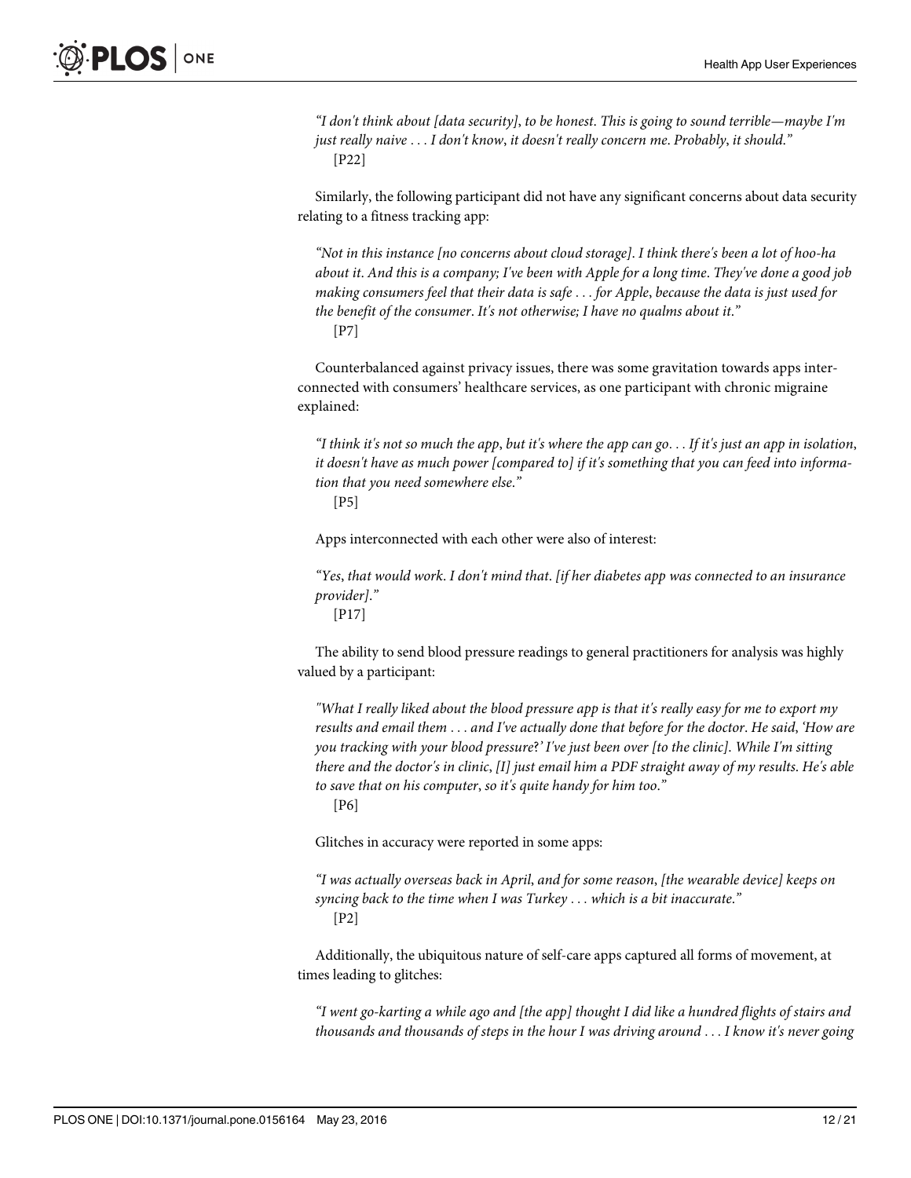*"I don't think about [data security], to be honest. This is going to sound terrible—maybe I'm just really naive . . . I don't know, it doesn't really concern me. Probably, it should."*
[P22]

Similarly, the following participant did not have any significant concerns about data security relating to a fitness tracking app:

*"Not in this instance [no concerns about cloud storage]. I think there's been a lot of hoo-ha about it. And this is a company; I've been with Apple for a long time. They've done a good job making consumers feel that their data is safe . . . for Apple, because the data is just used for the benefit of the consumer. It's not otherwise; I have no qualms about it."*
[P7]

Counterbalanced against privacy issues, there was some gravitation towards apps interconnected with consumers' healthcare services, as one participant with chronic migraine explained:

*"I think it's not so much the app, but it's where the app can go. . . If it's just an app in isolation, it doesn't have as much power [compared to] if it's something that you can feed into information that you need somewhere else."*
[P5]

Apps interconnected with each other were also of interest:

*"Yes, that would work. I don't mind that. [if her diabetes app was connected to an insurance provider]."*
[P17]

The ability to send blood pressure readings to general practitioners for analysis was highly valued by a participant:

*"What I really liked about the blood pressure app is that it's really easy for me to export my results and email them . . . and I've actually done that before for the doctor. He said, 'How are you tracking with your blood pressure?' I've just been over [to the clinic]. While I'm sitting there and the doctor's in clinic, [I] just email him a PDF straight away of my results. He's able to save that on his computer, so it's quite handy for him too."*
[P6]

Glitches in accuracy were reported in some apps:

*"I was actually overseas back in April, and for some reason, [the wearable device] keeps on syncing back to the time when I was Turkey . . . which is a bit inaccurate."*
[P2]

Additionally, the ubiquitous nature of self-care apps captured all forms of movement, at times leading to glitches:

*"I went go-karting a while ago and [the app] thought I did like a hundred flights of stairs and thousands and thousands of steps in the hour I was driving around . . . I know it's never going*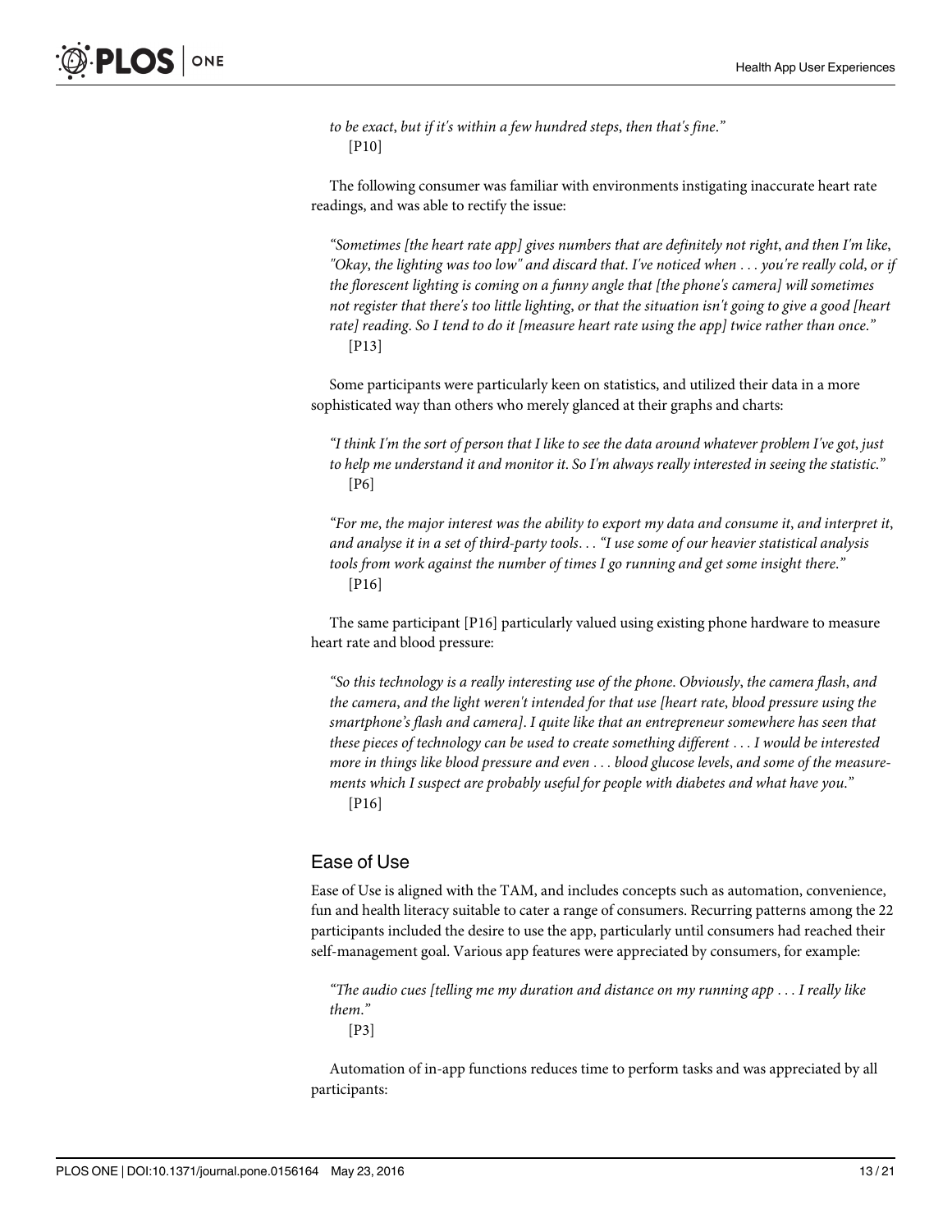*to be exact, but if it's within a few hundred steps, then that's fine."*
[P10]

The following consumer was familiar with environments instigating inaccurate heart rate readings, and was able to rectify the issue:

*"Sometimes [the heart rate app] gives numbers that are definitely not right, and then I'm like, "Okay, the lighting was too low" and discard that. I've noticed when . . . you're really cold, or if the florescent lighting is coming on a funny angle that [the phone's camera] will sometimes not register that there's too little lighting, or that the situation isn't going to give a good [heart rate] reading. So I tend to do it [measure heart rate using the app] twice rather than once."*
[P13]

Some participants were particularly keen on statistics, and utilized their data in a more sophisticated way than others who merely glanced at their graphs and charts:

*"I think I'm the sort of person that I like to see the data around whatever problem I've got, just to help me understand it and monitor it. So I'm always really interested in seeing the statistic."*
[P6]

*"For me, the major interest was the ability to export my data and consume it, and interpret it, and analyse it in a set of third-party tools. . . "I use some of our heavier statistical analysis tools from work against the number of times I go running and get some insight there."*
[P16]

The same participant [P16] particularly valued using existing phone hardware to measure heart rate and blood pressure:

*"So this technology is a really interesting use of the phone. Obviously, the camera flash, and the camera, and the light weren't intended for that use [heart rate, blood pressure using the smartphone's flash and camera]. I quite like that an entrepreneur somewhere has seen that these pieces of technology can be used to create something different . . . I would be interested more in things like blood pressure and even . . . blood glucose levels, and some of the measurements which I suspect are probably useful for people with diabetes and what have you."*
[P16]

## Ease of Use

Ease of Use is aligned with the TAM, and includes concepts such as automation, convenience, fun and health literacy suitable to cater a range of consumers. Recurring patterns among the 22 participants included the desire to use the app, particularly until consumers had reached their self-management goal. Various app features were appreciated by consumers, for example:

*"The audio cues [telling me my duration and distance on my running app . . . I really like them."*
[P3]

Automation of in-app functions reduces time to perform tasks and was appreciated by all participants: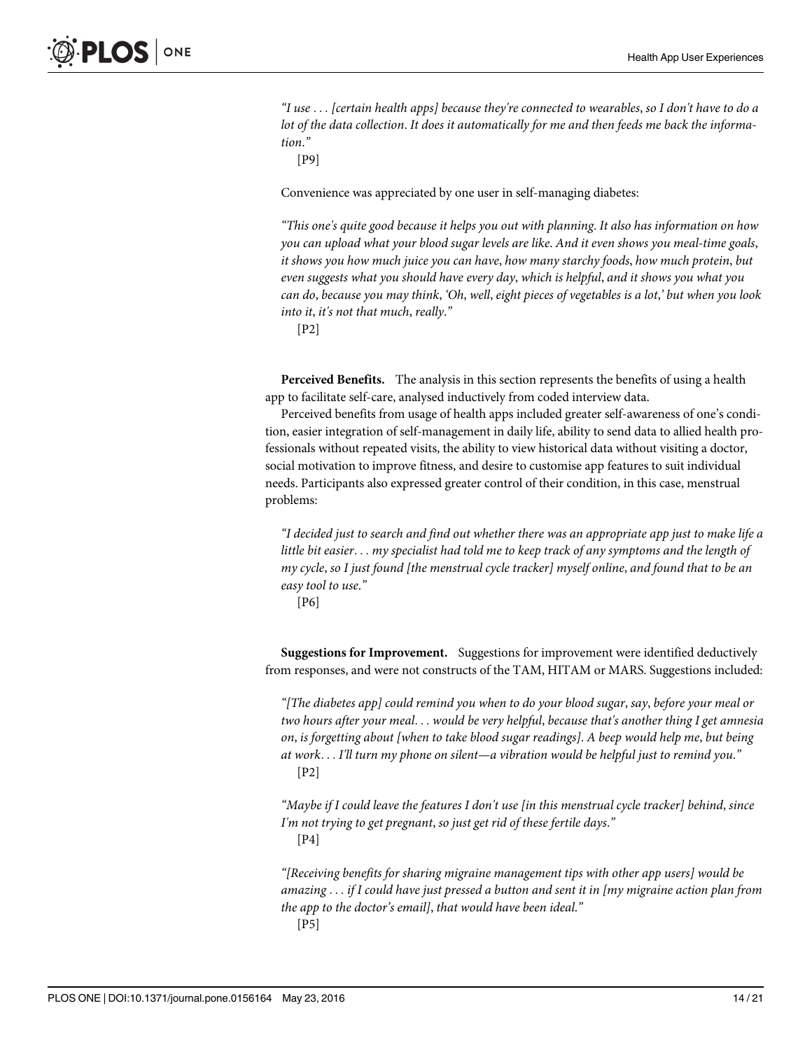*"I use . . . [certain health apps] because they're connected to wearables, so I don't have to do a lot of the data collection. It does it automatically for me and then feeds me back the information."*

[P9]

Convenience was appreciated by one user in self-managing diabetes:

*"This one's quite good because it helps you out with planning. It also has information on how you can upload what your blood sugar levels are like. And it even shows you meal-time goals, it shows you how much juice you can have, how many starchy foods, how much protein, but even suggests what you should have every day, which is helpful, and it shows you what you can do, because you may think, 'Oh, well, eight pieces of vegetables is a lot,' but when you look into it, it's not that much, really."*

[P2]

**Perceived Benefits.** The analysis in this section represents the benefits of using a health app to facilitate self-care, analysed inductively from coded interview data.

Perceived benefits from usage of health apps included greater self-awareness of one's condition, easier integration of self-management in daily life, ability to send data to allied health professionals without repeated visits, the ability to view historical data without visiting a doctor, social motivation to improve fitness, and desire to customise app features to suit individual needs. Participants also expressed greater control of their condition, in this case, menstrual problems:

*"I decided just to search and find out whether there was an appropriate app just to make life a little bit easier. . . my specialist had told me to keep track of any symptoms and the length of my cycle, so I just found [the menstrual cycle tracker] myself online, and found that to be an easy tool to use."*

[P6]

**Suggestions for Improvement.** Suggestions for improvement were identified deductively from responses, and were not constructs of the TAM, HITAM or MARS. Suggestions included:

*"[The diabetes app] could remind you when to do your blood sugar, say, before your meal or two hours after your meal. . . would be very helpful, because that's another thing I get amnesia on, is forgetting about [when to take blood sugar readings]. A beep would help me, but being at work. . . I'll turn my phone on silent—a vibration would be helpful just to remind you."*

[P2]

*"Maybe if I could leave the features I don't use [in this menstrual cycle tracker] behind, since I'm not trying to get pregnant, so just get rid of these fertile days."*

[P4]

*"[Receiving benefits for sharing migraine management tips with other app users] would be amazing . . . if I could have just pressed a button and sent it in [my migraine action plan from the app to the doctor's email], that would have been ideal."*

[P5]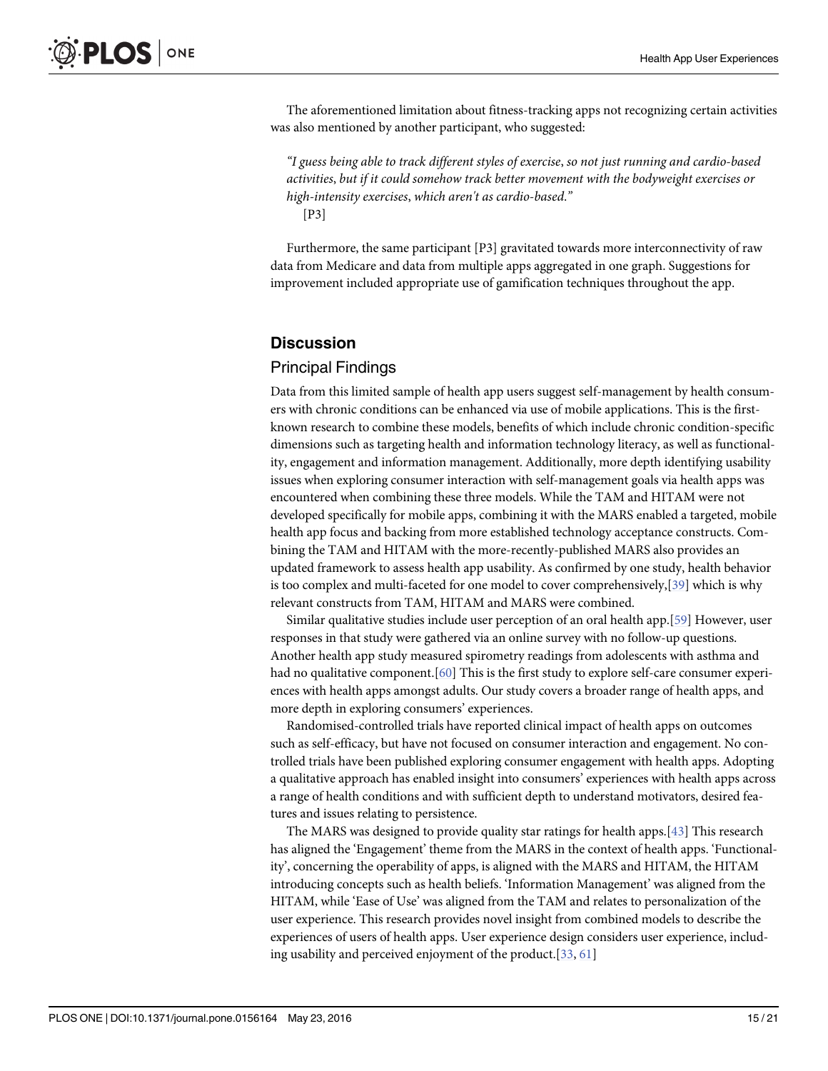The aforementioned limitation about fitness-tracking apps not recognizing certain activities was also mentioned by another participant, who suggested:

> *"I guess being able to track different styles of exercise, so not just running and cardio-based activities, but if it could somehow track better movement with the bodyweight exercises or high-intensity exercises, which aren't as cardio-based."*
> [P3]

Furthermore, the same participant [P3] gravitated towards more interconnectivity of raw data from Medicare and data from multiple apps aggregated in one graph. Suggestions for improvement included appropriate use of gamification techniques throughout the app.

## Discussion

### Principal Findings

Data from this limited sample of health app users suggest self-management by health consumers with chronic conditions can be enhanced via use of mobile applications. This is the first-known research to combine these models, benefits of which include chronic condition-specific dimensions such as targeting health and information technology literacy, as well as functionality, engagement and information management. Additionally, more depth identifying usability issues when exploring consumer interaction with self-management goals via health apps was encountered when combining these three models. While the TAM and HITAM were not developed specifically for mobile apps, combining it with the MARS enabled a targeted, mobile health app focus and backing from more established technology acceptance constructs. Combining the TAM and HITAM with the more-recently-published MARS also provides an updated framework to assess health app usability. As confirmed by one study, health behavior is too complex and multi-faceted for one model to cover comprehensively,[39] which is why relevant constructs from TAM, HITAM and MARS were combined.

Similar qualitative studies include user perception of an oral health app.[59] However, user responses in that study were gathered via an online survey with no follow-up questions. Another health app study measured spirometry readings from adolescents with asthma and had no qualitative component.[60] This is the first study to explore self-care consumer experiences with health apps amongst adults. Our study covers a broader range of health apps, and more depth in exploring consumers' experiences.

Randomised-controlled trials have reported clinical impact of health apps on outcomes such as self-efficacy, but have not focused on consumer interaction and engagement. No controlled trials have been published exploring consumer engagement with health apps. Adopting a qualitative approach has enabled insight into consumers' experiences with health apps across a range of health conditions and with sufficient depth to understand motivators, desired features and issues relating to persistence.

The MARS was designed to provide quality star ratings for health apps.[43] This research has aligned the 'Engagement' theme from the MARS in the context of health apps. 'Functionality', concerning the operability of apps, is aligned with the MARS and HITAM, the HITAM introducing concepts such as health beliefs. 'Information Management' was aligned from the HITAM, while 'Ease of Use' was aligned from the TAM and relates to personalization of the user experience. This research provides novel insight from combined models to describe the experiences of users of health apps. User experience design considers user experience, including usability and perceived enjoyment of the product.[33, 61]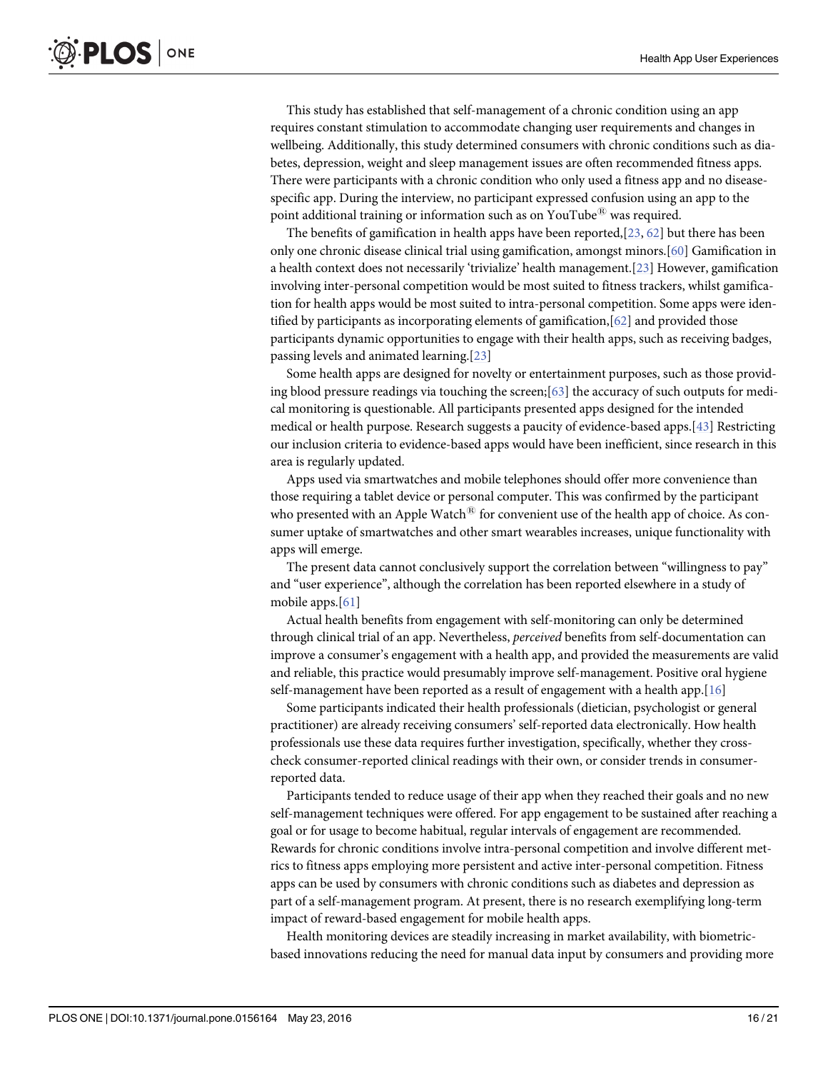This study has established that self-management of a chronic condition using an app requires constant stimulation to accommodate changing user requirements and changes in wellbeing. Additionally, this study determined consumers with chronic conditions such as diabetes, depression, weight and sleep management issues are often recommended fitness apps. There were participants with a chronic condition who only used a fitness app and no disease-specific app. During the interview, no participant expressed confusion using an app to the point additional training or information such as on YouTube® was required.

The benefits of gamification in health apps have been reported,[23, 62] but there has been only one chronic disease clinical trial using gamification, amongst minors.[60] Gamification in a health context does not necessarily 'trivialize' health management.[23] However, gamification involving inter-personal competition would be most suited to fitness trackers, whilst gamification for health apps would be most suited to intra-personal competition. Some apps were identified by participants as incorporating elements of gamification,[62] and provided those participants dynamic opportunities to engage with their health apps, such as receiving badges, passing levels and animated learning.[23]

Some health apps are designed for novelty or entertainment purposes, such as those providing blood pressure readings via touching the screen;[63] the accuracy of such outputs for medical monitoring is questionable. All participants presented apps designed for the intended medical or health purpose. Research suggests a paucity of evidence-based apps.[43] Restricting our inclusion criteria to evidence-based apps would have been inefficient, since research in this area is regularly updated.

Apps used via smartwatches and mobile telephones should offer more convenience than those requiring a tablet device or personal computer. This was confirmed by the participant who presented with an Apple Watch® for convenient use of the health app of choice. As consumer uptake of smartwatches and other smart wearables increases, unique functionality with apps will emerge.

The present data cannot conclusively support the correlation between "willingness to pay" and "user experience", although the correlation has been reported elsewhere in a study of mobile apps.[61]

Actual health benefits from engagement with self-monitoring can only be determined through clinical trial of an app. Nevertheless, *perceived* benefits from self-documentation can improve a consumer's engagement with a health app, and provided the measurements are valid and reliable, this practice would presumably improve self-management. Positive oral hygiene self-management have been reported as a result of engagement with a health app.[16]

Some participants indicated their health professionals (dietician, psychologist or general practitioner) are already receiving consumers' self-reported data electronically. How health professionals use these data requires further investigation, specifically, whether they cross-check consumer-reported clinical readings with their own, or consider trends in consumer-reported data.

Participants tended to reduce usage of their app when they reached their goals and no new self-management techniques were offered. For app engagement to be sustained after reaching a goal or for usage to become habitual, regular intervals of engagement are recommended. Rewards for chronic conditions involve intra-personal competition and involve different metrics to fitness apps employing more persistent and active inter-personal competition. Fitness apps can be used by consumers with chronic conditions such as diabetes and depression as part of a self-management program. At present, there is no research exemplifying long-term impact of reward-based engagement for mobile health apps.

Health monitoring devices are steadily increasing in market availability, with biometric-based innovations reducing the need for manual data input by consumers and providing more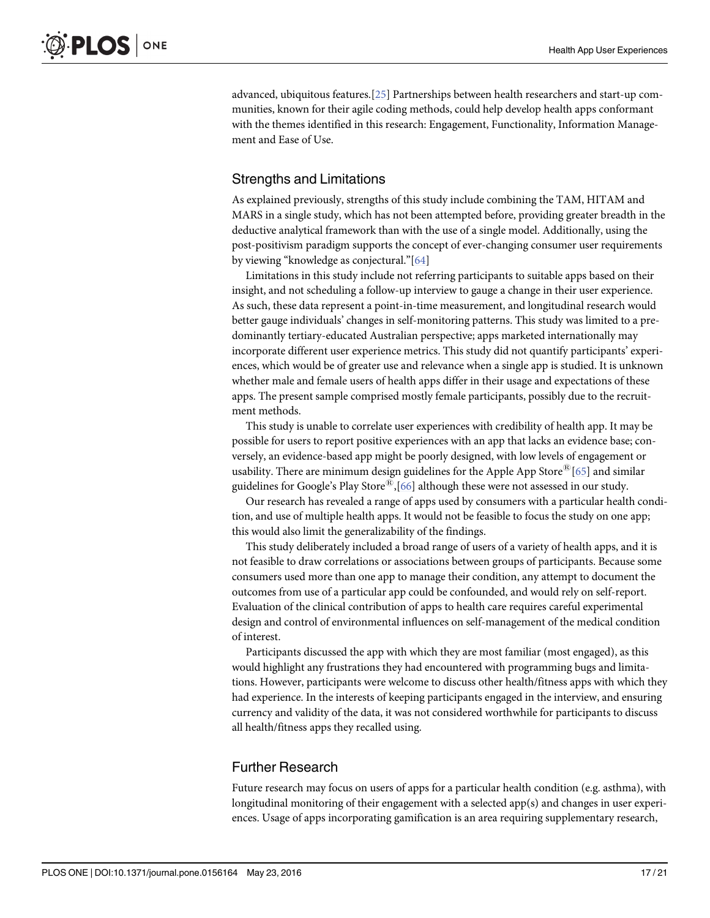advanced, ubiquitous features.[25] Partnerships between health researchers and start-up communities, known for their agile coding methods, could help develop health apps conformant with the themes identified in this research: Engagement, Functionality, Information Management and Ease of Use.

## Strengths and Limitations

As explained previously, strengths of this study include combining the TAM, HITAM and MARS in a single study, which has not been attempted before, providing greater breadth in the deductive analytical framework than with the use of a single model. Additionally, using the post-positivism paradigm supports the concept of ever-changing consumer user requirements by viewing "knowledge as conjectural."[64]

Limitations in this study include not referring participants to suitable apps based on their insight, and not scheduling a follow-up interview to gauge a change in their user experience. As such, these data represent a point-in-time measurement, and longitudinal research would better gauge individuals' changes in self-monitoring patterns. This study was limited to a predominantly tertiary-educated Australian perspective; apps marketed internationally may incorporate different user experience metrics. This study did not quantify participants' experiences, which would be of greater use and relevance when a single app is studied. It is unknown whether male and female users of health apps differ in their usage and expectations of these apps. The present sample comprised mostly female participants, possibly due to the recruitment methods.

This study is unable to correlate user experiences with credibility of health app. It may be possible for users to report positive experiences with an app that lacks an evidence base; conversely, an evidence-based app might be poorly designed, with low levels of engagement or usability. There are minimum design guidelines for the Apple App Store® [65] and similar guidelines for Google's Play Store®,[66] although these were not assessed in our study.

Our research has revealed a range of apps used by consumers with a particular health condition, and use of multiple health apps. It would not be feasible to focus the study on one app; this would also limit the generalizability of the findings.

This study deliberately included a broad range of users of a variety of health apps, and it is not feasible to draw correlations or associations between groups of participants. Because some consumers used more than one app to manage their condition, any attempt to document the outcomes from use of a particular app could be confounded, and would rely on self-report. Evaluation of the clinical contribution of apps to health care requires careful experimental design and control of environmental influences on self-management of the medical condition of interest.

Participants discussed the app with which they are most familiar (most engaged), as this would highlight any frustrations they had encountered with programming bugs and limitations. However, participants were welcome to discuss other health/fitness apps with which they had experience. In the interests of keeping participants engaged in the interview, and ensuring currency and validity of the data, it was not considered worthwhile for participants to discuss all health/fitness apps they recalled using.

## Further Research

Future research may focus on users of apps for a particular health condition (e.g. asthma), with longitudinal monitoring of their engagement with a selected app(s) and changes in user experiences. Usage of apps incorporating gamification is an area requiring supplementary research,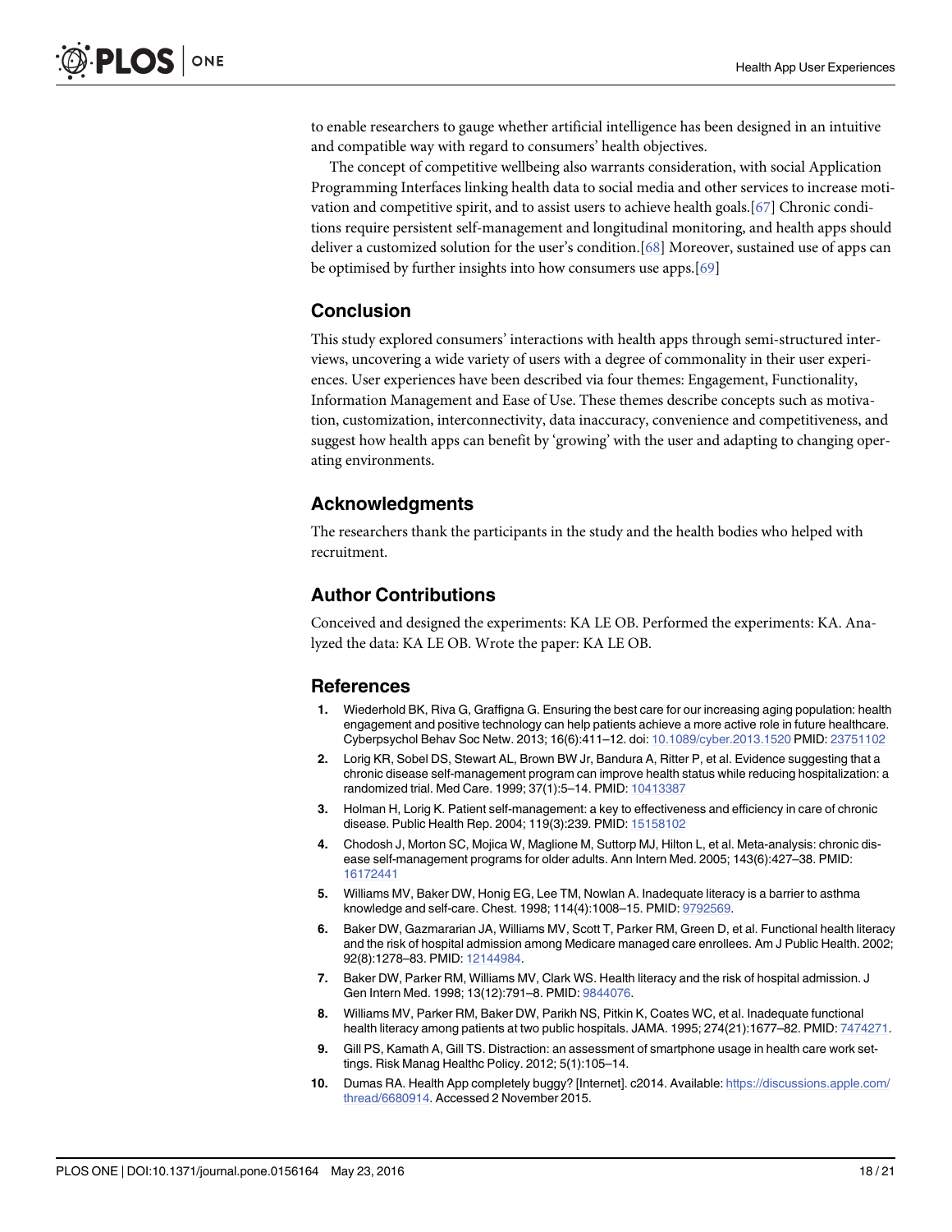to enable researchers to gauge whether artificial intelligence has been designed in an intuitive and compatible way with regard to consumers' health objectives.

The concept of competitive wellbeing also warrants consideration, with social Application Programming Interfaces linking health data to social media and other services to increase motivation and competitive spirit, and to assist users to achieve health goals.[67] Chronic conditions require persistent self-management and longitudinal monitoring, and health apps should deliver a customized solution for the user's condition.[68] Moreover, sustained use of apps can be optimised by further insights into how consumers use apps.[69]

## Conclusion

This study explored consumers' interactions with health apps through semi-structured interviews, uncovering a wide variety of users with a degree of commonality in their user experiences. User experiences have been described via four themes: Engagement, Functionality, Information Management and Ease of Use. These themes describe concepts such as motivation, customization, interconnectivity, data inaccuracy, convenience and competitiveness, and suggest how health apps can benefit by 'growing' with the user and adapting to changing operating environments.

## Acknowledgments

The researchers thank the participants in the study and the health bodies who helped with recruitment.

## Author Contributions

Conceived and designed the experiments: KA LE OB. Performed the experiments: KA. Analyzed the data: KA LE OB. Wrote the paper: KA LE OB.

## References

1. Wiederhold BK, Riva G, Graffigna G. Ensuring the best care for our increasing aging population: health engagement and positive technology can help patients achieve a more active role in future healthcare. Cyberpsychol Behav Soc Netw. 2013; 16(6):411–12. doi: 10.1089/cyber.2013.1520 PMID: 23751102
2. Lorig KR, Sobel DS, Stewart AL, Brown BW Jr, Bandura A, Ritter P, et al. Evidence suggesting that a chronic disease self-management program can improve health status while reducing hospitalization: a randomized trial. Med Care. 1999; 37(1):5–14. PMID: 10413387
3. Holman H, Lorig K. Patient self-management: a key to effectiveness and efficiency in care of chronic disease. Public Health Rep. 2004; 119(3):239. PMID: 15158102
4. Chodosh J, Morton SC, Mojica W, Maglione M, Suttorp MJ, Hilton L, et al. Meta-analysis: chronic disease self-management programs for older adults. Ann Intern Med. 2005; 143(6):427–38. PMID: 16172441
5. Williams MV, Baker DW, Honig EG, Lee TM, Nowlan A. Inadequate literacy is a barrier to asthma knowledge and self-care. Chest. 1998; 114(4):1008–15. PMID: 9792569.
6. Baker DW, Gazmararian JA, Williams MV, Scott T, Parker RM, Green D, et al. Functional health literacy and the risk of hospital admission among Medicare managed care enrollees. Am J Public Health. 2002; 92(8):1278–83. PMID: 12144984.
7. Baker DW, Parker RM, Williams MV, Clark WS. Health literacy and the risk of hospital admission. J Gen Intern Med. 1998; 13(12):791–8. PMID: 9844076.
8. Williams MV, Parker RM, Baker DW, Parikh NS, Pitkin K, Coates WC, et al. Inadequate functional health literacy among patients at two public hospitals. JAMA. 1995; 274(21):1677–82. PMID: 7474271.
9. Gill PS, Kamath A, Gill TS. Distraction: an assessment of smartphone usage in health care work settings. Risk Manag Healthc Policy. 2012; 5(1):105–14.
10. Dumas RA. Health App completely buggy? [Internet]. c2014. Available: https://discussions.apple.com/thread/6680914. Accessed 2 November 2015.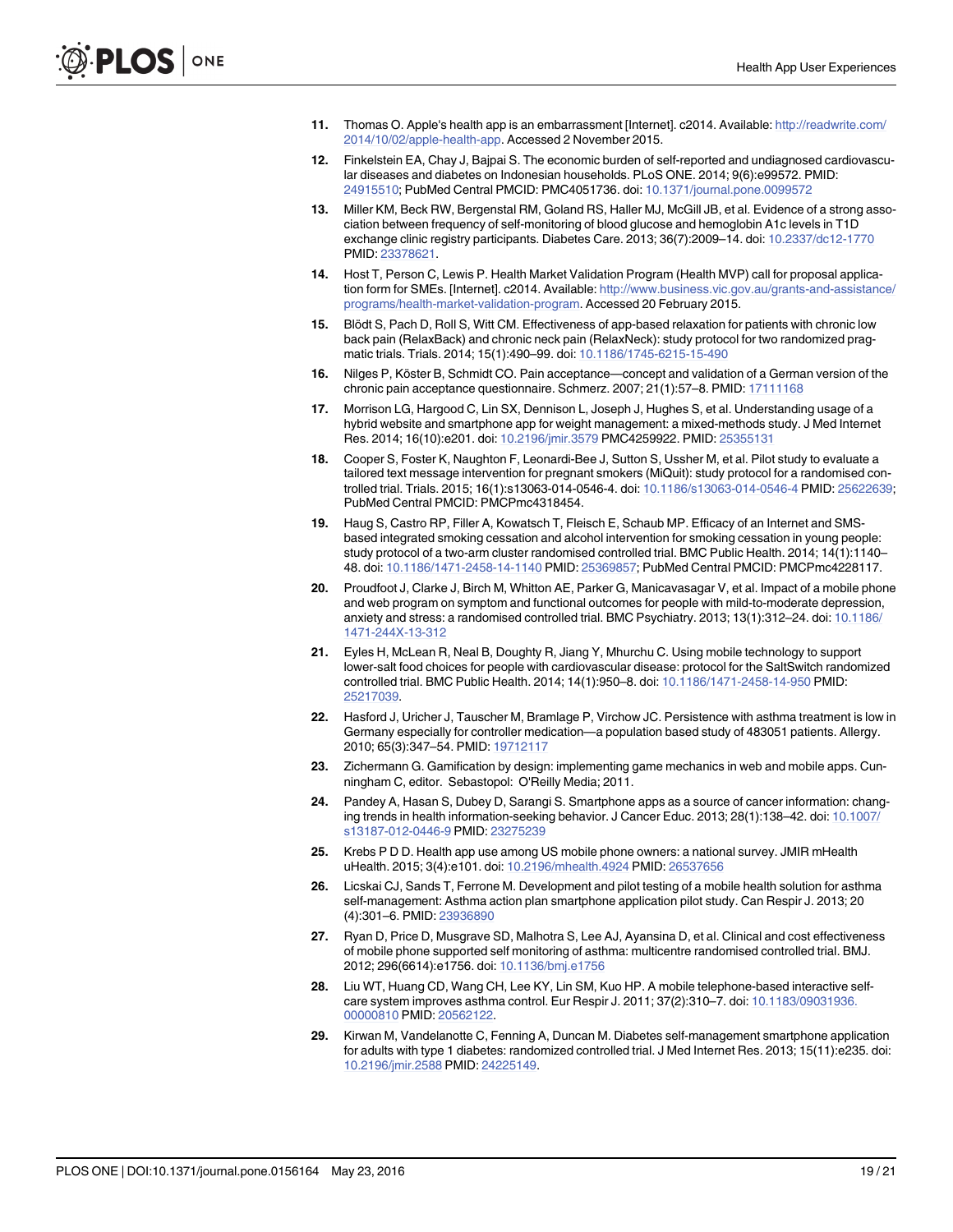11. Thomas O. Apple's health app is an embarrassment [Internet]. c2014. Available: http://readwrite.com/2014/10/02/apple-health-app. Accessed 2 November 2015.
12. Finkelstein EA, Chay J, Bajpai S. The economic burden of self-reported and undiagnosed cardiovascular diseases and diabetes on Indonesian households. PLoS ONE. 2014; 9(6):e99572. PMID: 24915510; PubMed Central PMCID: PMC4051736. doi: 10.1371/journal.pone.0099572
13. Miller KM, Beck RW, Bergenstal RM, Goland RS, Haller MJ, McGill JB, et al. Evidence of a strong association between frequency of self-monitoring of blood glucose and hemoglobin A1c levels in T1D exchange clinic registry participants. Diabetes Care. 2013; 36(7):2009–14. doi: 10.2337/dc12-1770 PMID: 23378621.
14. Host T, Person C, Lewis P. Health Market Validation Program (Health MVP) call for proposal application form for SMEs. [Internet]. c2014. Available: http://www.business.vic.gov.au/grants-and-assistance/programs/health-market-validation-program. Accessed 20 February 2015.
15. Blödt S, Pach D, Roll S, Witt CM. Effectiveness of app-based relaxation for patients with chronic low back pain (RelaxBack) and chronic neck pain (RelaxNeck): study protocol for two randomized pragmatic trials. Trials. 2014; 15(1):490–99. doi: 10.1186/1745-6215-15-490
16. Nilges P, Köster B, Schmidt CO. Pain acceptance—concept and validation of a German version of the chronic pain acceptance questionnaire. Schmerz. 2007; 21(1):57–8. PMID: 17111168
17. Morrison LG, Hargood C, Lin SX, Dennison L, Joseph J, Hughes S, et al. Understanding usage of a hybrid website and smartphone app for weight management: a mixed-methods study. J Med Internet Res. 2014; 16(10):e201. doi: 10.2196/jmir.3579 PMC4259922. PMID: 25355131
18. Cooper S, Foster K, Naughton F, Leonardi-Bee J, Sutton S, Ussher M, et al. Pilot study to evaluate a tailored text message intervention for pregnant smokers (MiQuit): study protocol for a randomised controlled trial. Trials. 2015; 16(1):s13063-014-0546-4. doi: 10.1186/s13063-014-0546-4 PMID: 25622639; PubMed Central PMCID: PMCPmc4318454.
19. Haug S, Castro RP, Filler A, Kowatsch T, Fleisch E, Schaub MP. Efficacy of an Internet and SMS-based integrated smoking cessation and alcohol intervention for smoking cessation in young people: study protocol of a two-arm cluster randomised controlled trial. BMC Public Health. 2014; 14(1):1140–48. doi: 10.1186/1471-2458-14-1140 PMID: 25369857; PubMed Central PMCID: PMCPmc4228117.
20. Proudfoot J, Clarke J, Birch M, Whitton AE, Parker G, Manicavasagar V, et al. Impact of a mobile phone and web program on symptom and functional outcomes for people with mild-to-moderate depression, anxiety and stress: a randomised controlled trial. BMC Psychiatry. 2013; 13(1):312–24. doi: 10.1186/1471-244X-13-312
21. Eyles H, McLean R, Neal B, Doughty R, Jiang Y, Mhurchu C. Using mobile technology to support lower-salt food choices for people with cardiovascular disease: protocol for the SaltSwitch randomized controlled trial. BMC Public Health. 2014; 14(1):950–8. doi: 10.1186/1471-2458-14-950 PMID: 25217039.
22. Hasford J, Uricher J, Tauscher M, Bramlage P, Virchow JC. Persistence with asthma treatment is low in Germany especially for controller medication—a population based study of 483051 patients. Allergy. 2010; 65(3):347–54. PMID: 19712117
23. Zichermann G. Gamification by design: implementing game mechanics in web and mobile apps. Cunningham C, editor. Sebastopol: O'Reilly Media; 2011.
24. Pandey A, Hasan S, Dubey D, Sarangi S. Smartphone apps as a source of cancer information: changing trends in health information-seeking behavior. J Cancer Educ. 2013; 28(1):138–42. doi: 10.1007/s13187-012-0446-9 PMID: 23275239
25. Krebs P D D. Health app use among US mobile phone owners: a national survey. JMIR mHealth uHealth. 2015; 3(4):e101. doi: 10.2196/mhealth.4924 PMID: 26537656
26. Licskai CJ, Sands T, Ferrone M. Development and pilot testing of a mobile health solution for asthma self-management: Asthma action plan smartphone application pilot study. Can Respir J. 2013; 20(4):301–6. PMID: 23936890
27. Ryan D, Price D, Musgrave SD, Malhotra S, Lee AJ, Ayansina D, et al. Clinical and cost effectiveness of mobile phone supported self monitoring of asthma: multicentre randomised controlled trial. BMJ. 2012; 296(6614):e1756. doi: 10.1136/bmj.e1756
28. Liu WT, Huang CD, Wang CH, Lee KY, Lin SM, Kuo HP. A mobile telephone-based interactive self-care system improves asthma control. Eur Respir J. 2011; 37(2):310–7. doi: 10.1183/09031936.00000810 PMID: 20562122.
29. Kirwan M, Vandelanotte C, Fenning A, Duncan M. Diabetes self-management smartphone application for adults with type 1 diabetes: randomized controlled trial. J Med Internet Res. 2013; 15(11):e235. doi: 10.2196/jmir.2588 PMID: 24225149.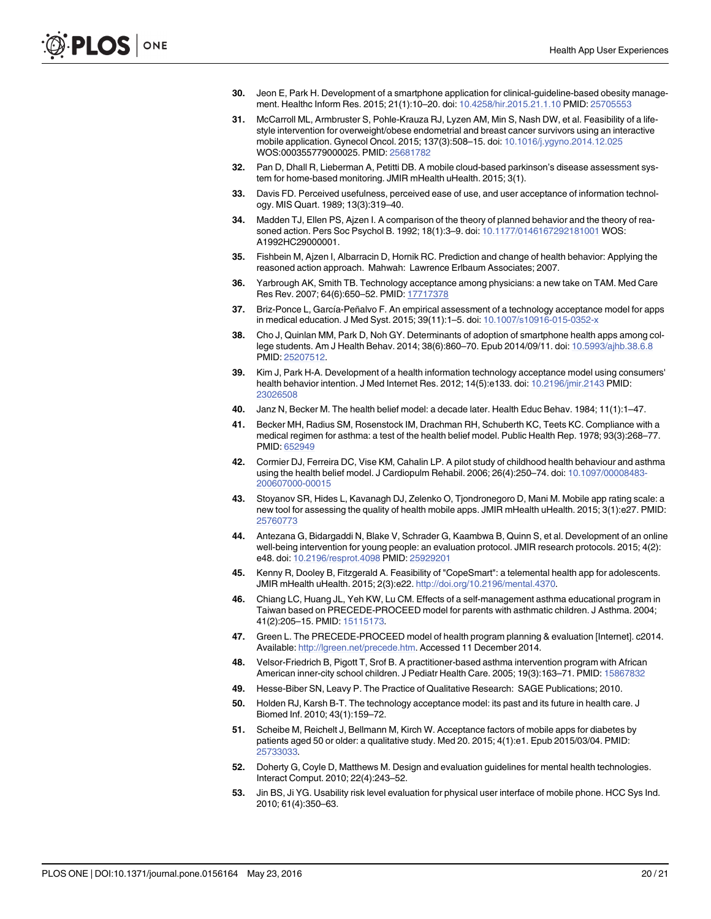30. Jeon E, Park H. Development of a smartphone application for clinical-guideline-based obesity management. Healthc Inform Res. 2015; 21(1):10–20. doi: 10.4258/hir.2015.21.1.10 PMID: 25705553

31. McCarroll ML, Armbruster S, Pohle-Krauza RJ, Lyzen AM, Min S, Nash DW, et al. Feasibility of a lifestyle intervention for overweight/obese endometrial and breast cancer survivors using an interactive mobile application. Gynecol Oncol. 2015; 137(3):508–15. doi: 10.1016/j.ygyno.2014.12.025 WOS:000355779000025. PMID: 25681782

32. Pan D, Dhall R, Lieberman A, Petitti DB. A mobile cloud-based parkinson's disease assessment system for home-based monitoring. JMIR mHealth uHealth. 2015; 3(1).

33. Davis FD. Perceived usefulness, perceived ease of use, and user acceptance of information technology. MIS Quart. 1989; 13(3):319–40.

34. Madden TJ, Ellen PS, Ajzen I. A comparison of the theory of planned behavior and the theory of reasoned action. Pers Soc Psychol B. 1992; 18(1):3–9. doi: 10.1177/0146167292181001 WOS: A1992HC29000001.

35. Fishbein M, Ajzen I, Albarracin D, Hornik RC. Prediction and change of health behavior: Applying the reasoned action approach. Mahwah: Lawrence Erlbaum Associates; 2007.

36. Yarbrough AK, Smith TB. Technology acceptance among physicians: a new take on TAM. Med Care Res Rev. 2007; 64(6):650–52. PMID: 17717378

37. Briz-Ponce L, García-Peñalvo F. An empirical assessment of a technology acceptance model for apps in medical education. J Med Syst. 2015; 39(11):1–5. doi: 10.1007/s10916-015-0352-x

38. Cho J, Quinlan MM, Park D, Noh GY. Determinants of adoption of smartphone health apps among college students. Am J Health Behav. 2014; 38(6):860–70. Epub 2014/09/11. doi: 10.5993/ajhb.38.6.8 PMID: 25207512.

39. Kim J, Park H-A. Development of a health information technology acceptance model using consumers' health behavior intention. J Med Internet Res. 2012; 14(5):e133. doi: 10.2196/jmir.2143 PMID: 23026508

40. Janz N, Becker M. The health belief model: a decade later. Health Educ Behav. 1984; 11(1):1–47.

41. Becker MH, Radius SM, Rosenstock IM, Drachman RH, Schuberth KC, Teets KC. Compliance with a medical regimen for asthma: a test of the health belief model. Public Health Rep. 1978; 93(3):268–77. PMID: 652949

42. Cormier DJ, Ferreira DC, Vise KM, Cahalin LP. A pilot study of childhood health behaviour and asthma using the health belief model. J Cardiopulm Rehabil. 2006; 26(4):250–74. doi: 10.1097/00008483-200607000-00015

43. Stoyanov SR, Hides L, Kavanagh DJ, Zelenko O, Tjondronegoro D, Mani M. Mobile app rating scale: a new tool for assessing the quality of health mobile apps. JMIR mHealth uHealth. 2015; 3(1):e27. PMID: 25760773

44. Antezana G, Bidargaddi N, Blake V, Schrader G, Kaambwa B, Quinn S, et al. Development of an online well-being intervention for young people: an evaluation protocol. JMIR research protocols. 2015; 4(2): e48. doi: 10.2196/resprot.4098 PMID: 25929201

45. Kenny R, Dooley B, Fitzgerald A. Feasibility of "CopeSmart": a telemental health app for adolescents. JMIR mHealth uHealth. 2015; 2(3):e22. http://doi.org/10.2196/mental.4370.

46. Chiang LC, Huang JL, Yeh KW, Lu CM. Effects of a self-management asthma educational program in Taiwan based on PRECEDE-PROCEED model for parents with asthmatic children. J Asthma. 2004; 41(2):205–15. PMID: 15115173.

47. Green L. The PRECEDE-PROCEED model of health program planning & evaluation [Internet]. c2014. Available: http://lgreen.net/precede.htm. Accessed 11 December 2014.

48. Velsor-Friedrich B, Pigott T, Srof B. A practitioner-based asthma intervention program with African American inner-city school children. J Pediatr Health Care. 2005; 19(3):163–71. PMID: 15867832

49. Hesse-Biber SN, Leavy P. The Practice of Qualitative Research: SAGE Publications; 2010.

50. Holden RJ, Karsh B-T. The technology acceptance model: its past and its future in health care. J Biomed Inf. 2010; 43(1):159–72.

51. Scheibe M, Reichelt J, Bellmann M, Kirch W. Acceptance factors of mobile apps for diabetes by patients aged 50 or older: a qualitative study. Med 20. 2015; 4(1):e1. Epub 2015/03/04. PMID: 25733033.

52. Doherty G, Coyle D, Matthews M. Design and evaluation guidelines for mental health technologies. Interact Comput. 2010; 22(4):243–52.

53. Jin BS, Ji YG. Usability risk level evaluation for physical user interface of mobile phone. HCC Sys Ind. 2010; 61(4):350–63.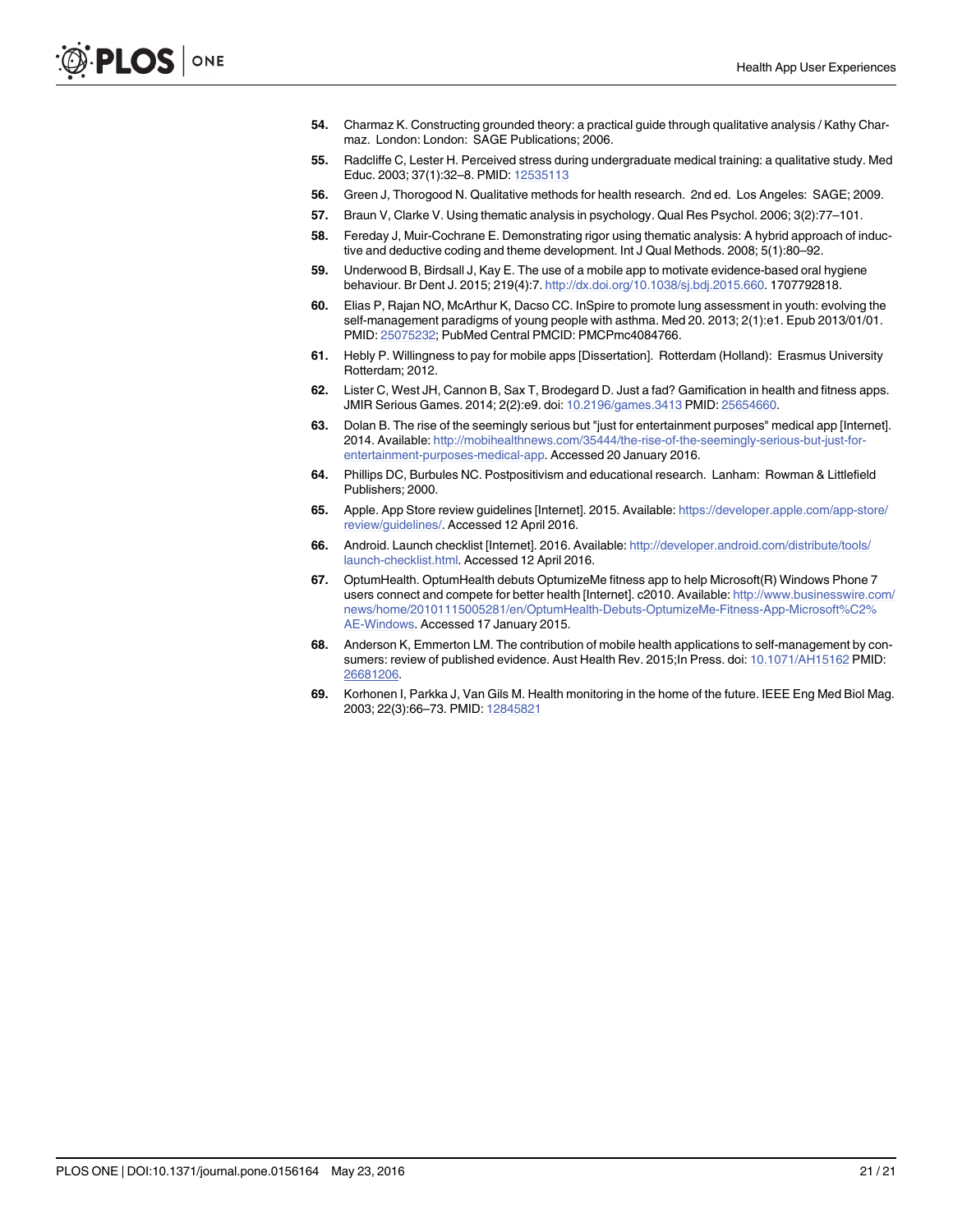54. Charmaz K. Constructing grounded theory: a practical guide through qualitative analysis / Kathy Charmaz. London: London: SAGE Publications; 2006.
55. Radcliffe C, Lester H. Perceived stress during undergraduate medical training: a qualitative study. Med Educ. 2003; 37(1):32–8. PMID: 12535113
56. Green J, Thorogood N. Qualitative methods for health research. 2nd ed. Los Angeles: SAGE; 2009.
57. Braun V, Clarke V. Using thematic analysis in psychology. Qual Res Psychol. 2006; 3(2):77–101.
58. Fereday J, Muir-Cochrane E. Demonstrating rigor using thematic analysis: A hybrid approach of inductive and deductive coding and theme development. Int J Qual Methods. 2008; 5(1):80–92.
59. Underwood B, Birdsall J, Kay E. The use of a mobile app to motivate evidence-based oral hygiene behaviour. Br Dent J. 2015; 219(4):7. http://dx.doi.org/10.1038/sj.bdj.2015.660. 1707792818.
60. Elias P, Rajan NO, McArthur K, Dacso CC. InSpire to promote lung assessment in youth: evolving the self-management paradigms of young people with asthma. Med 20. 2013; 2(1):e1. Epub 2013/01/01. PMID: 25075232; PubMed Central PMCID: PMCPmc4084766.
61. Hebly P. Willingness to pay for mobile apps [Dissertation]. Rotterdam (Holland): Erasmus University Rotterdam; 2012.
62. Lister C, West JH, Cannon B, Sax T, Brodegard D. Just a fad? Gamification in health and fitness apps. JMIR Serious Games. 2014; 2(2):e9. doi: 10.2196/games.3413 PMID: 25654660.
63. Dolan B. The rise of the seemingly serious but "just for entertainment purposes" medical app [Internet]. 2014. Available: http://mobihealthnews.com/35444/the-rise-of-the-seemingly-serious-but-just-for-entertainment-purposes-medical-app. Accessed 20 January 2016.
64. Phillips DC, Burbules NC. Postpositivism and educational research. Lanham: Rowman & Littlefield Publishers; 2000.
65. Apple. App Store review guidelines [Internet]. 2015. Available: https://developer.apple.com/app-store/review/guidelines/. Accessed 12 April 2016.
66. Android. Launch checklist [Internet]. 2016. Available: http://developer.android.com/distribute/tools/launch-checklist.html. Accessed 12 April 2016.
67. OptumHealth. OptumHealth debuts OptumizeMe fitness app to help Microsoft(R) Windows Phone 7 users connect and compete for better health [Internet]. c2010. Available: http://www.businesswire.com/news/home/20101115005281/en/OptumHealth-Debuts-OptumizeMe-Fitness-App-Microsoft%C2%AE-Windows. Accessed 17 January 2015.
68. Anderson K, Emmerton LM. The contribution of mobile health applications to self-management by consumers: review of published evidence. Aust Health Rev. 2015;In Press. doi: 10.1071/AH15162 PMID: 26681206.
69. Korhonen I, Parkka J, Van Gils M. Health monitoring in the home of the future. IEEE Eng Med Biol Mag. 2003; 22(3):66–73. PMID: 12845821